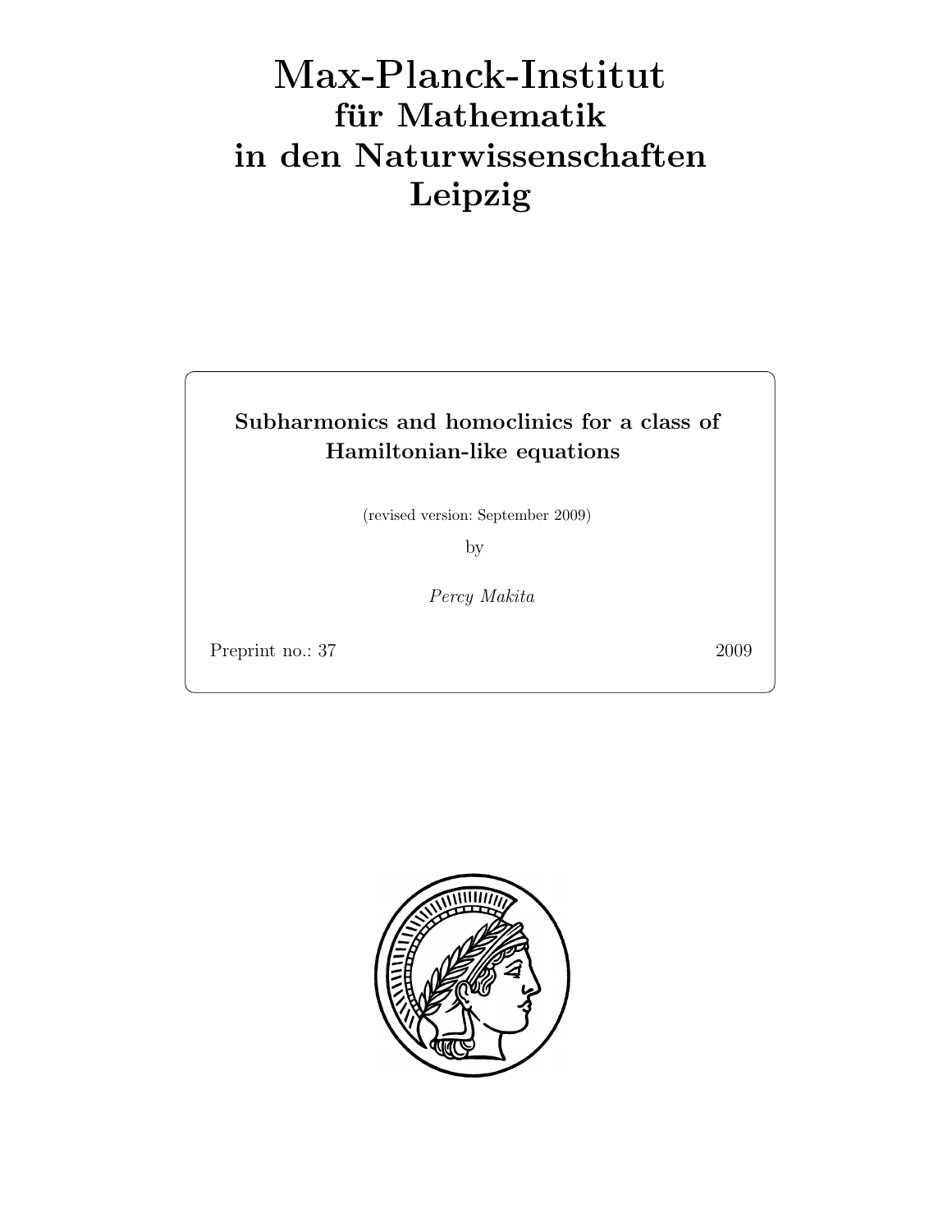# Max-Planck-Institut
# für Mathematik
# in den Naturwissenschaften
# Leipzig

**Subharmonics and homoclinics for a class of Hamiltonian-like equations**

(revised version: September 2009)

by

*Percy Makita*

Preprint no.: 37 2009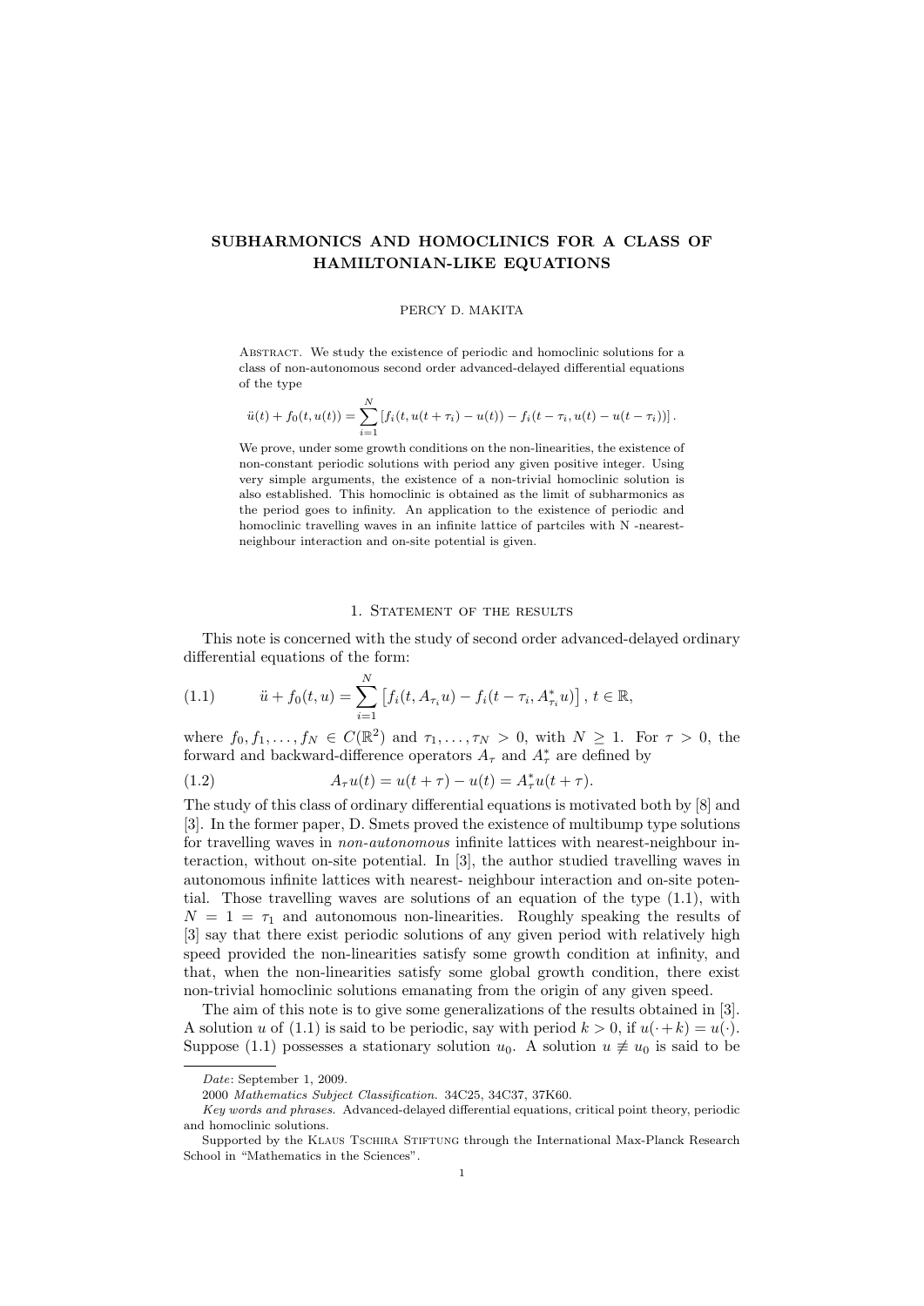# SUBHARMONICS AND HOMOCLINICS FOR A CLASS OF HAMILTONIAN-LIKE EQUATIONS

PERCY D. MAKITA

Abstract. We study the existence of periodic and homoclinic solutions for a class of non-autonomous second order advanced-delayed differential equations of the type

$$\ddot{u}(t) + f_0(t, u(t)) = \sum_{i=1}^{N} \left[ f_i(t, u(t+\tau_i) - u(t)) - f_i(t-\tau_i, u(t) - u(t-\tau_i)) \right].$$

We prove, under some growth conditions on the non-linearities, the existence of non-constant periodic solutions with period any given positive integer. Using very simple arguments, the existence of a non-trivial homoclinic solution is also established. This homoclinic is obtained as the limit of subharmonics as the period goes to infinity. An application to the existence of periodic and homoclinic travelling waves in an infinite lattice of partciles with N -nearest-neighbour interaction and on-site potential is given.

## 1. Statement of the results

This note is concerned with the study of second order advanced-delayed ordinary differential equations of the form:

$$\ddot{u} + f_0(t, u) = \sum_{i=1}^{N} \left[ f_i(t, A_{\tau_i} u) - f_i(t - \tau_i, A^*_{\tau_i} u) \right], \; t \in \mathbb{R}, \tag{1.1}$$

where $f_0, f_1, \ldots, f_N \in C(\mathbb{R}^2)$ and $\tau_1, \ldots, \tau_N > 0$, with $N \geq 1$. For $\tau > 0$, the forward and backward-difference operators $A_\tau$ and $A^*_\tau$ are defined by

$$A_\tau u(t) = u(t + \tau) - u(t) = A^*_\tau u(t + \tau). \tag{1.2}$$

The study of this class of ordinary differential equations is motivated both by [8] and [3]. In the former paper, D. Smets proved the existence of multibump type solutions for travelling waves in *non-autonomous* infinite lattices with nearest-neighbour interaction, without on-site potential. In [3], the author studied travelling waves in autonomous infinite lattices with nearest- neighbour interaction and on-site potential. Those travelling waves are solutions of an equation of the type (1.1), with $N = 1 = \tau_1$ and autonomous non-linearities. Roughly speaking the results of [3] say that there exist periodic solutions of any given period with relatively high speed provided the non-linearities satisfy some growth condition at infinity, and that, when the non-linearities satisfy some global growth condition, there exist non-trivial homoclinic solutions emanating from the origin of any given speed.

The aim of this note is to give some generalizations of the results obtained in [3]. A solution $u$ of (1.1) is said to be periodic, say with period $k > 0$, if $u(\cdot + k) = u(\cdot)$. Suppose (1.1) possesses a stationary solution $u_0$. A solution $u \not\equiv u_0$ is said to be

---

*Date*: September 1, 2009.

2000 *Mathematics Subject Classification.* 34C25, 34C37, 37K60.

*Key words and phrases.* Advanced-delayed differential equations, critical point theory, periodic and homoclinic solutions.

Supported by the Klaus Tschira Stiftung through the International Max-Planck Research School in "Mathematics in the Sciences".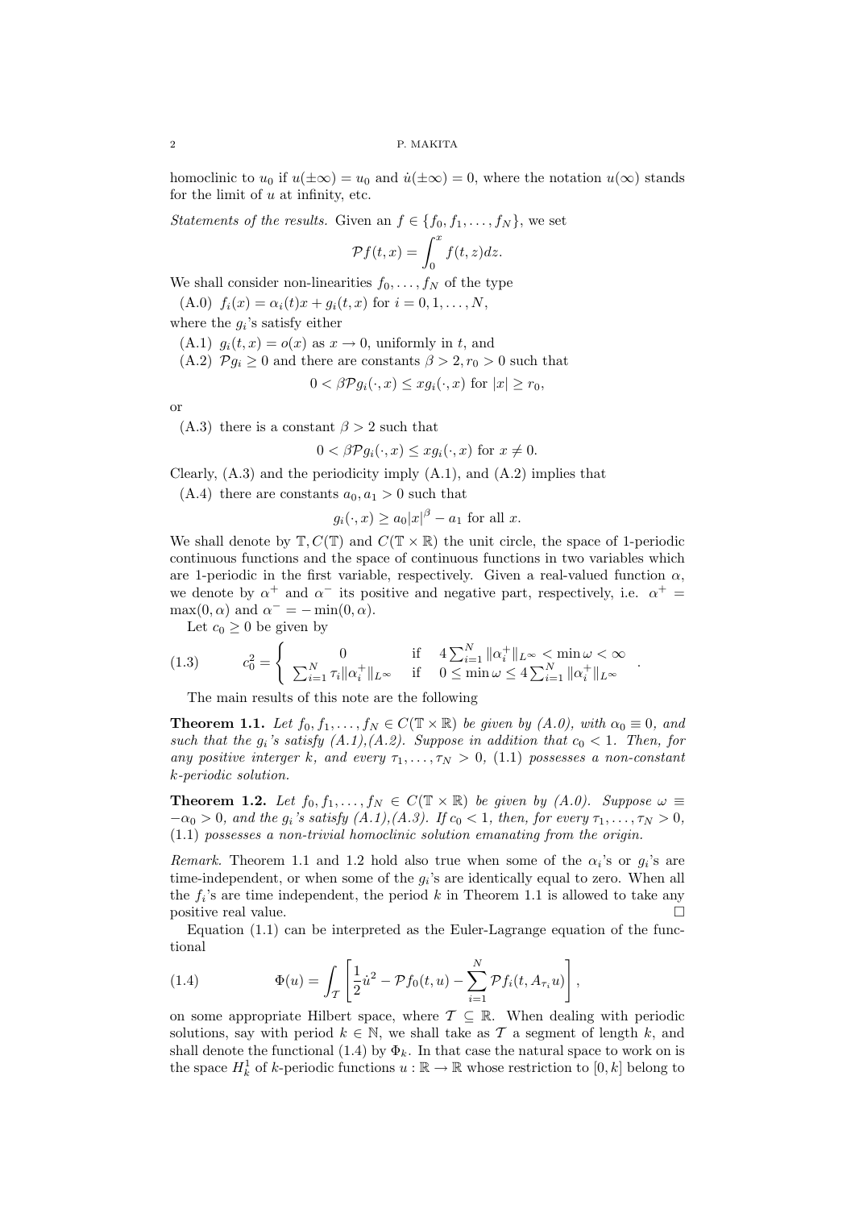homoclinic to $u_0$ if $u(\pm\infty) = u_0$ and $\dot{u}(\pm\infty) = 0$, where the notation $u(\infty)$ stands for the limit of $u$ at infinity, etc.

*Statements of the results.* Given an $f \in \{f_0, f_1, \ldots, f_N\}$, we set

$$\mathcal{P}f(t,x) = \int_0^x f(t,z)dz.$$

We shall consider non-linearities $f_0, \ldots, f_N$ of the type

(A.0) $f_i(x) = \alpha_i(t)x + g_i(t,x)$ for $i = 0, 1, \ldots, N$,

where the $g_i$'s satisfy either

(A.1) $g_i(t,x) = o(x)$ as $x \to 0$, uniformly in $t$, and

(A.2) $\mathcal{P}g_i \geq 0$ and there are constants $\beta > 2, r_0 > 0$ such that

$$0 < \beta \mathcal{P}g_i(\cdot, x) \leq x g_i(\cdot, x) \text{ for } |x| \geq r_0,$$

or

(A.3) there is a constant $\beta > 2$ such that

$$0 < \beta \mathcal{P}g_i(\cdot, x) \leq x g_i(\cdot, x) \text{ for } x \neq 0.$$

Clearly, (A.3) and the periodicity imply (A.1), and (A.2) implies that

(A.4) there are constants $a_0, a_1 > 0$ such that

$$g_i(\cdot, x) \geq a_0|x|^\beta - a_1 \text{ for all } x.$$

We shall denote by $\mathbb{T}, C(\mathbb{T})$ and $C(\mathbb{T} \times \mathbb{R})$ the unit circle, the space of 1-periodic continuous functions and the space of continuous functions in two variables which are 1-periodic in the first variable, respectively. Given a real-valued function $\alpha$, we denote by $\alpha^+$ and $\alpha^-$ its positive and negative part, respectively, i.e. $\alpha^+ = \max(0, \alpha)$ and $\alpha^- = -\min(0, \alpha)$.

Let $c_0 \geq 0$ be given by

$$c_0^2 = \begin{cases} 0 & \text{if} \quad 4\sum_{i=1}^N \|\alpha_i^+\|_{L^\infty} < \min \omega < \infty \\ \sum_{i=1}^N \tau_i \|\alpha_i^+\|_{L^\infty} & \text{if} \quad 0 \leq \min \omega \leq 4\sum_{i=1}^N \|\alpha_i^+\|_{L^\infty} \end{cases}. \tag{1.3}$$

The main results of this note are the following

**Theorem 1.1.** *Let $f_0, f_1, \ldots, f_N \in C(\mathbb{T} \times \mathbb{R})$ be given by (A.0), with $\alpha_0 \equiv 0$, and such that the $g_i$'s satisfy (A.1),(A.2). Suppose in addition that $c_0 < 1$. Then, for any positive interger $k$, and every $\tau_1, \ldots, \tau_N > 0$, (1.1) possesses a non-constant $k$-periodic solution.*

**Theorem 1.2.** *Let $f_0, f_1, \ldots, f_N \in C(\mathbb{T} \times \mathbb{R})$ be given by (A.0). Suppose $\omega \equiv -\alpha_0 > 0$, and the $g_i$'s satisfy (A.1),(A.3). If $c_0 < 1$, then, for every $\tau_1, \ldots, \tau_N > 0$, (1.1) possesses a non-trivial homoclinic solution emanating from the origin.*

*Remark.* Theorem 1.1 and 1.2 hold also true when some of the $\alpha_i$'s or $g_i$'s are time-independent, or when some of the $g_i$'s are identically equal to zero. When all the $f_i$'s are time independent, the period $k$ in Theorem 1.1 is allowed to take any positive real value. □

Equation (1.1) can be interpreted as the Euler-Lagrange equation of the functional

$$\Phi(u) = \int_{\mathcal{T}} \left[ \frac{1}{2}\dot{u}^2 - \mathcal{P}f_0(t,u) - \sum_{i=1}^N \mathcal{P}f_i(t, A_{\tau_i}u) \right], \tag{1.4}$$

on some appropriate Hilbert space, where $\mathcal{T} \subseteq \mathbb{R}$. When dealing with periodic solutions, say with period $k \in \mathbb{N}$, we shall take as $\mathcal{T}$ a segment of length $k$, and shall denote the functional (1.4) by $\Phi_k$. In that case the natural space to work on is the space $H_k^1$ of $k$-periodic functions $u : \mathbb{R} \to \mathbb{R}$ whose restriction to $[0, k]$ belong to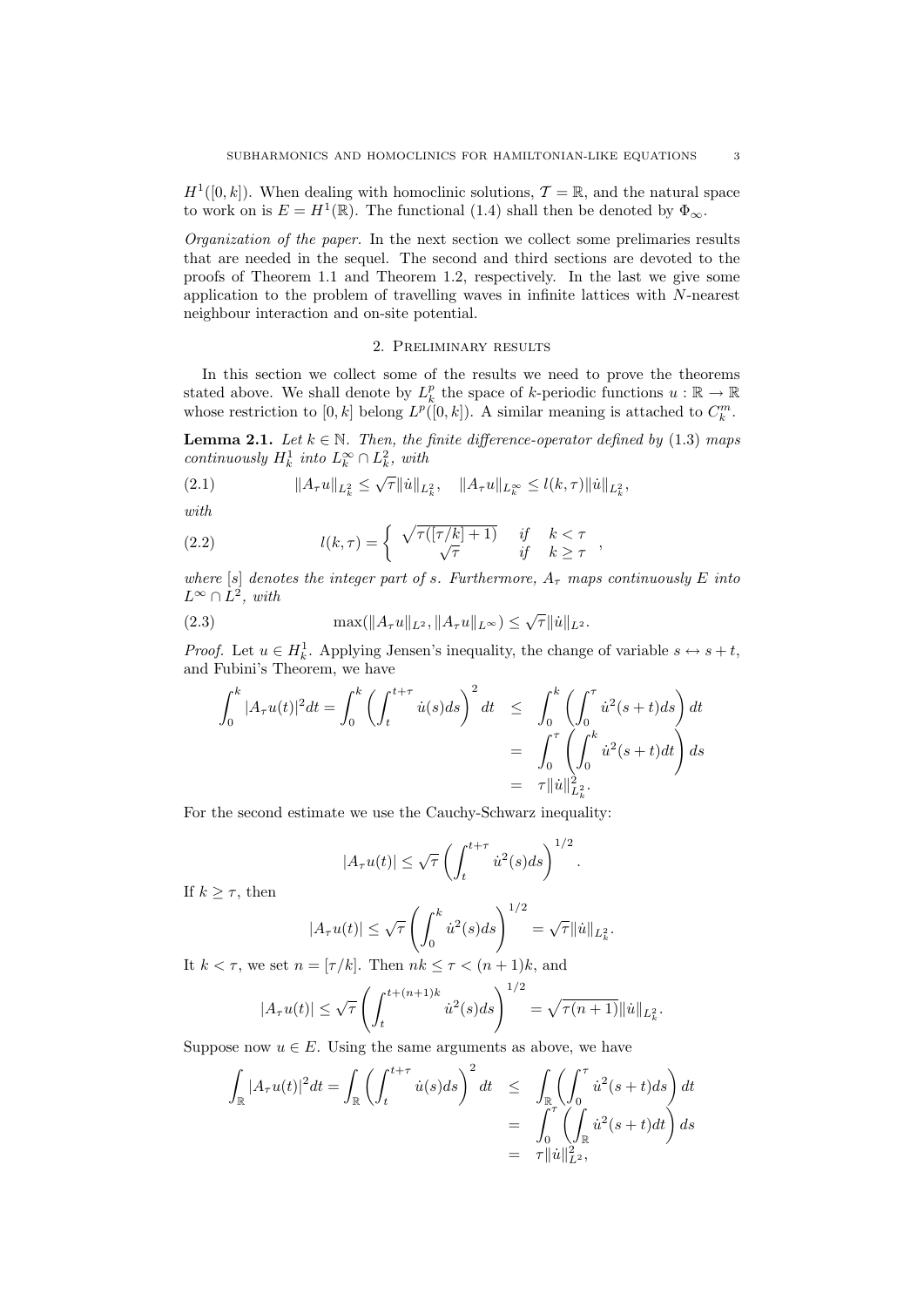$H^1([0,k])$. When dealing with homoclinic solutions, $\mathcal{T} = \mathbb{R}$, and the natural space to work on is $E = H^1(\mathbb{R})$. The functional (1.4) shall then be denoted by $\Phi_\infty$.

*Organization of the paper.* In the next section we collect some prelimaries results that are needed in the sequel. The second and third sections are devoted to the proofs of Theorem 1.1 and Theorem 1.2, respectively. In the last we give some application to the problem of travelling waves in infinite lattices with $N$-nearest neighbour interaction and on-site potential.

## 2. Preliminary results

In this section we collect some of the results we need to prove the theorems stated above. We shall denote by $L^p_k$ the space of $k$-periodic functions $u : \mathbb{R} \to \mathbb{R}$ whose restriction to $[0,k]$ belong $L^p([0,k])$. A similar meaning is attached to $C^m_k$.

**Lemma 2.1.** *Let $k \in \mathbb{N}$. Then, the finite difference-operator defined by (1.3) maps continuously $H^1_k$ into $L^\infty_k \cap L^2_k$, with*

$$\|A_\tau u\|_{L^2_k} \le \sqrt{\tau}\|\dot{u}\|_{L^2_k}, \quad \|A_\tau u\|_{L^\infty_k} \le l(k,\tau)\|\dot{u}\|_{L^2_k}, \tag{2.1}$$

*with*

$$l(k,\tau) = \begin{cases} \sqrt{\tau([\tau/k]+1)} & \text{if} \quad k < \tau \\ \sqrt{\tau} & \text{if} \quad k \ge \tau \end{cases}, \tag{2.2}$$

*where $[s]$ denotes the integer part of $s$. Furthermore, $A_\tau$ maps continuously $E$ into $L^\infty \cap L^2$, with*

$$\max(\|A_\tau u\|_{L^2}, \|A_\tau u\|_{L^\infty}) \le \sqrt{\tau}\|\dot{u}\|_{L^2}. \tag{2.3}$$

*Proof.* Let $u \in H^1_k$. Applying Jensen's inequality, the change of variable $s \leftrightarrow s+t$, and Fubini's Theorem, we have

$$\begin{aligned} \int_0^k |A_\tau u(t)|^2 dt = \int_0^k \left(\int_t^{t+\tau} \dot{u}(s)ds\right)^2 dt &\le \int_0^k \left(\int_0^\tau \dot{u}^2(s+t)ds\right) dt \\ &= \int_0^\tau \left(\int_0^k \dot{u}^2(s+t)dt\right) ds \\ &= \tau\|\dot{u}\|^2_{L^2_k}. \end{aligned}$$

For the second estimate we use the Cauchy-Schwarz inequality:

$$|A_\tau u(t)| \le \sqrt{\tau}\left(\int_t^{t+\tau} \dot{u}^2(s)ds\right)^{1/2}.$$

If $k \ge \tau$, then

$$|A_\tau u(t)| \le \sqrt{\tau}\left(\int_0^k \dot{u}^2(s)ds\right)^{1/2} = \sqrt{\tau}\|\dot{u}\|_{L^2_k}.$$

It $k < \tau$, we set $n = [\tau/k]$. Then $nk \le \tau < (n+1)k$, and

$$|A_\tau u(t)| \le \sqrt{\tau}\left(\int_t^{t+(n+1)k} \dot{u}^2(s)ds\right)^{1/2} = \sqrt{\tau(n+1)}\|\dot{u}\|_{L^2_k}.$$

Suppose now $u \in E$. Using the same arguments as above, we have

$$\begin{aligned} \int_{\mathbb{R}} |A_\tau u(t)|^2 dt = \int_{\mathbb{R}} \left(\int_t^{t+\tau} \dot{u}(s)ds\right)^2 dt &\le \int_{\mathbb{R}} \left(\int_0^\tau \dot{u}^2(s+t)ds\right) dt \\ &= \int_0^\tau \left(\int_{\mathbb{R}} \dot{u}^2(s+t)dt\right) ds \\ &= \tau\|\dot{u}\|^2_{L^2}, \end{aligned}$$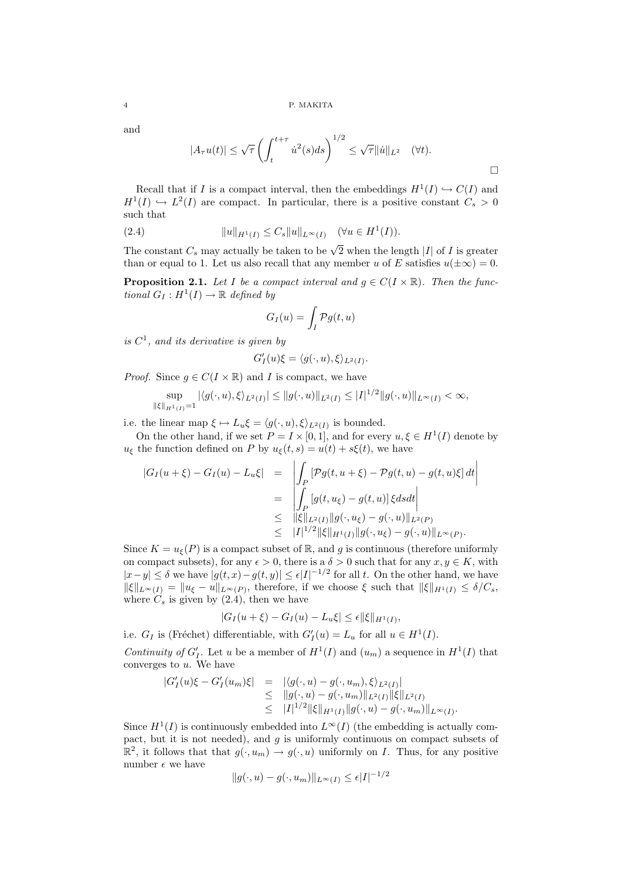and

$$|A_\tau u(t)| \leq \sqrt{\tau}\left(\int_t^{t+\tau} \dot{u}^2(s)ds\right)^{1/2} \leq \sqrt{\tau}\|\dot{u}\|_{L^2} \quad (\forall t).$$

$\square$

Recall that if $I$ is a compact interval, then the embeddings $H^1(I) \hookrightarrow C(I)$ and $H^1(I) \hookrightarrow L^2(I)$ are compact. In particular, there is a positive constant $C_s > 0$ such that

$$\|u\|_{H^1(I)} \leq C_s\|u\|_{L^\infty(I)} \quad (\forall u \in H^1(I)). \tag{2.4}$$

The constant $C_s$ may actually be taken to be $\sqrt{2}$ when the length $|I|$ of $I$ is greater than or equal to 1. Let us also recall that any member $u$ of $E$ satisfies $u(\pm\infty) = 0$.

**Proposition 2.1.** *Let $I$ be a compact interval and $g \in C(I \times \mathbb{R})$. Then the functional $G_I : H^1(I) \to \mathbb{R}$ defined by*

$$G_I(u) = \int_I \mathcal{P}g(t, u)$$

*is $C^1$, and its derivative is given by*

$$G_I'(u)\xi = \langle g(\cdot, u), \xi\rangle_{L^2(I)}.$$

*Proof.* Since $g \in C(I \times \mathbb{R})$ and $I$ is compact, we have

$$\sup_{\|\xi\|_{H^1(I)}=1} |\langle g(\cdot, u), \xi\rangle_{L^2(I)}| \leq \|g(\cdot, u)\|_{L^2(I)} \leq |I|^{1/2}\|g(\cdot, u)\|_{L^\infty(I)} < \infty,$$

i.e. the linear map $\xi \mapsto L_u\xi = \langle g(\cdot, u), \xi\rangle_{L^2(I)}$ is bounded.

On the other hand, if we set $P = I \times [0, 1]$, and for every $u, \xi \in H^1(I)$ denote by $u_\xi$ the function defined on $P$ by $u_\xi(t, s) = u(t) + s\xi(t)$, we have

$$\begin{aligned}
|G_I(u + \xi) - G_I(u) - L_u\xi| &= \left|\int_P [\mathcal{P}g(t, u + \xi) - \mathcal{P}g(t, u) - g(t, u)\xi]\, dt\right| \\
&= \left|\int_P [g(t, u_\xi) - g(t, u)]\, \xi ds dt\right| \\
&\leq \|\xi\|_{L^2(I)}\|g(\cdot, u_\xi) - g(\cdot, u)\|_{L^2(P)} \\
&\leq |I|^{1/2}\|\xi\|_{H^1(I)}\|g(\cdot, u_\xi) - g(\cdot, u)\|_{L^\infty(P)}.
\end{aligned}$$

Since $K = u_\xi(P)$ is a compact subset of $\mathbb{R}$, and $g$ is continuous (therefore uniformly on compact subsets), for any $\epsilon > 0$, there is a $\delta > 0$ such that for any $x, y \in K$, with $|x - y| \leq \delta$ we have $|g(t, x) - g(t, y)| \leq \epsilon|I|^{-1/2}$ for all $t$. On the other hand, we have $\|\xi\|_{L^\infty(I)} = \|u_\xi - u\|_{L^\infty(P)}$, therefore, if we choose $\xi$ such that $\|\xi\|_{H^1(I)} \leq \delta/C_s$, where $C_s$ is given by (2.4), then we have

$$|G_I(u + \xi) - G_I(u) - L_u\xi| \leq \epsilon\|\xi\|_{H^1(I)},$$

i.e. $G_I$ is (Fréchet) differentiable, with $G_I'(u) = L_u$ for all $u \in H^1(I)$.

*Continuity of $G_I'$.* Let $u$ be a member of $H^1(I)$ and $(u_m)$ a sequence in $H^1(I)$ that converges to $u$. We have

$$\begin{aligned}
|G_I'(u)\xi - G_I'(u_m)\xi| &= |\langle g(\cdot, u) - g(\cdot, u_m), \xi\rangle_{L^2(I)}| \\
&\leq \|g(\cdot, u) - g(\cdot, u_m)\|_{L^2(I)}\|\xi\|_{L^2(I)} \\
&\leq |I|^{1/2}\|\xi\|_{H^1(I)}\|g(\cdot, u) - g(\cdot, u_m)\|_{L^\infty(I)}.
\end{aligned}$$

Since $H^1(I)$ is continuously embedded into $L^\infty(I)$ (the embedding is actually compact, but it is not needed), and $g$ is uniformly continuous on compact subsets of $\mathbb{R}^2$, it follows that that $g(\cdot, u_m) \to g(\cdot, u)$ uniformly on $I$. Thus, for any positive number $\epsilon$ we have

$$\|g(\cdot, u) - g(\cdot, u_m)\|_{L^\infty(I)} \leq \epsilon|I|^{-1/2}$$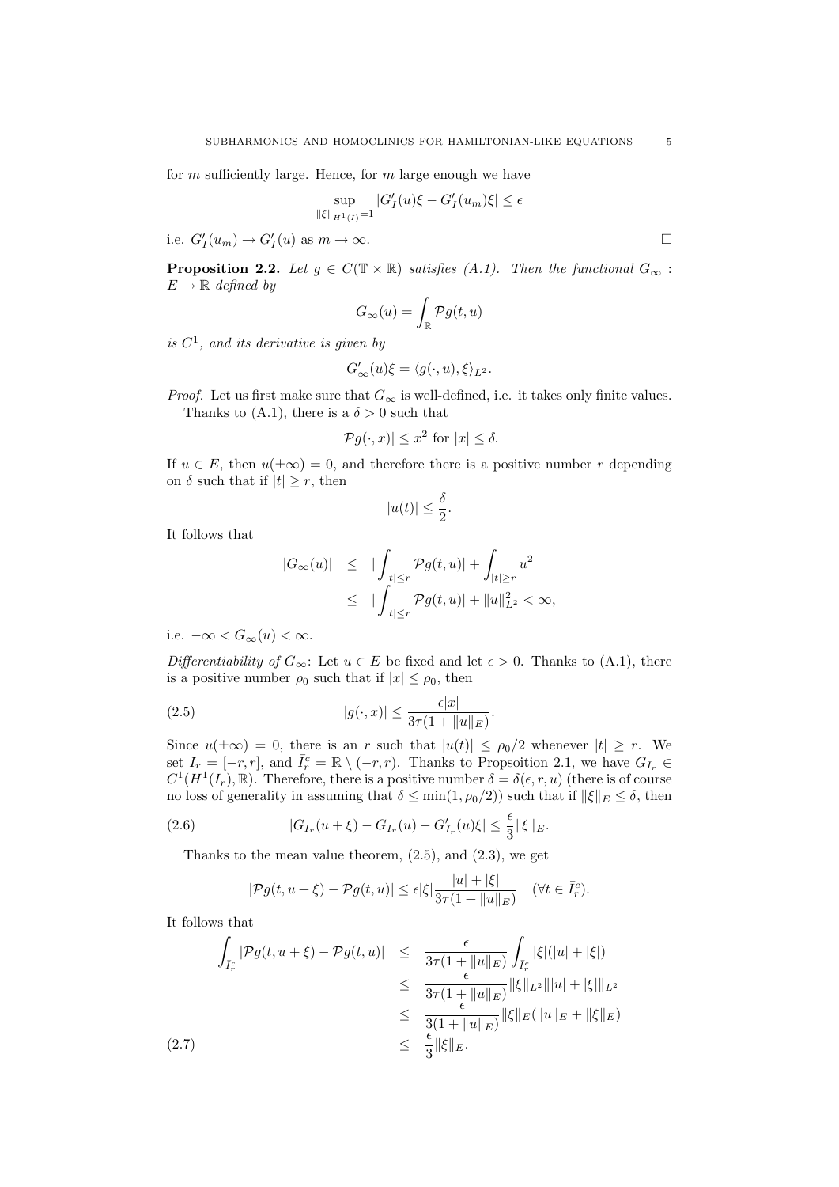for $m$ sufficiently large. Hence, for $m$ large enough we have

$$\sup_{\|\xi\|_{H^1(I)}=1} |G_I'(u)\xi - G_I'(u_m)\xi| \leq \epsilon$$

i.e. $G_I'(u_m) \to G_I'(u)$ as $m \to \infty$. □

**Proposition 2.2.** *Let $g \in C(\mathbb{T} \times \mathbb{R})$ satisfies (A.1). Then the functional $G_\infty : E \to \mathbb{R}$ defined by*

$$G_\infty(u) = \int_{\mathbb{R}} \mathcal{P}g(t, u)$$

*is $C^1$, and its derivative is given by*

$$G_\infty'(u)\xi = \langle g(\cdot, u), \xi \rangle_{L^2}.$$

*Proof.* Let us first make sure that $G_\infty$ is well-defined, i.e. it takes only finite values.

Thanks to (A.1), there is a $\delta > 0$ such that

$$|\mathcal{P}g(\cdot, x)| \leq x^2 \text{ for } |x| \leq \delta.$$

If $u \in E$, then $u(\pm\infty) = 0$, and therefore there is a positive number $r$ depending on $\delta$ such that if $|t| \geq r$, then

$$|u(t)| \leq \frac{\delta}{2}.$$

It follows that

$$\begin{aligned}
|G_\infty(u)| &\leq |\int_{|t|\leq r} \mathcal{P}g(t, u)| + \int_{|t|\geq r} u^2 \\
&\leq |\int_{|t|\leq r} \mathcal{P}g(t, u)| + \|u\|_{L^2}^2 < \infty,
\end{aligned}$$

i.e. $-\infty < G_\infty(u) < \infty$.

*Differentiability of $G_\infty$*: Let $u \in E$ be fixed and let $\epsilon > 0$. Thanks to (A.1), there is a positive number $\rho_0$ such that if $|x| \leq \rho_0$, then

$$|g(\cdot, x)| \leq \frac{\epsilon |x|}{3\tau(1 + \|u\|_E)}. \tag{2.5}$$

Since $u(\pm\infty) = 0$, there is an $r$ such that $|u(t)| \leq \rho_0/2$ whenever $|t| \geq r$. We set $I_r = [-r, r]$, and $\bar{I}_r^c = \mathbb{R} \setminus (-r, r)$. Thanks to Propsoition 2.1, we have $G_{I_r} \in C^1(H^1(I_r), \mathbb{R})$. Therefore, there is a positive number $\delta = \delta(\epsilon, r, u)$ (there is of course no loss of generality in assuming that $\delta \leq \min(1, \rho_0/2)$) such that if $\|\xi\|_E \leq \delta$, then

$$|G_{I_r}(u + \xi) - G_{I_r}(u) - G_{I_r}'(u)\xi| \leq \frac{\epsilon}{3}\|\xi\|_E. \tag{2.6}$$

Thanks to the mean value theorem, (2.5), and (2.3), we get

$$|\mathcal{P}g(t, u + \xi) - \mathcal{P}g(t, u)| \leq \epsilon|\xi|\frac{|u| + |\xi|}{3\tau(1 + \|u\|_E)} \quad (\forall t \in \bar{I}_r^c).$$

It follows that

$$\begin{aligned}
\int_{\bar{I}_r^c} |\mathcal{P}g(t, u + \xi) - \mathcal{P}g(t, u)| &\leq \frac{\epsilon}{3\tau(1 + \|u\|_E)} \int_{\bar{I}_r^c} |\xi|(|u| + |\xi|) \\
&\leq \frac{\epsilon}{3\tau(1 + \|u\|_E)} \|\xi\|_{L^2} \||u| + |\xi|\|_{L^2} \\
&\leq \frac{\epsilon}{3(1 + \|u\|_E)} \|\xi\|_E(\|u\|_E + \|\xi\|_E) \\
&\leq \frac{\epsilon}{3}\|\xi\|_E.
\end{aligned} \tag{2.7}$$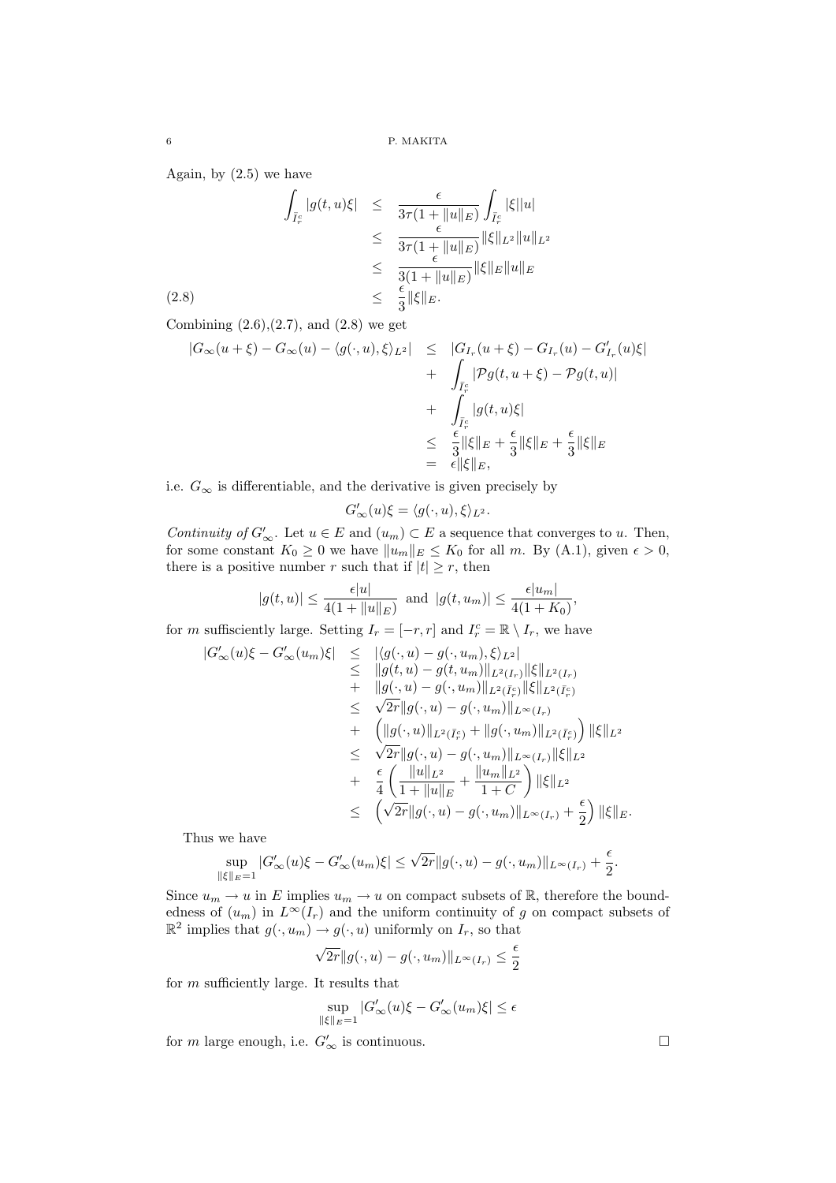Again, by (2.5) we have

$$
\begin{aligned}
\int_{\bar{I}_r^c} |g(t,u)\xi| &\leq \frac{\epsilon}{3\tau(1+\|u\|_E)} \int_{\bar{I}_r^c} |\xi||u| \\
&\leq \frac{\epsilon}{3\tau(1+\|u\|_E)} \|\xi\|_{L^2}\|u\|_{L^2} \\
&\leq \frac{\epsilon}{3(1+\|u\|_E)} \|\xi\|_E\|u\|_E \\
&\leq \frac{\epsilon}{3}\|\xi\|_E. \qquad (2.8)
\end{aligned}
$$

Combining (2.6),(2.7), and (2.8) we get

$$
\begin{aligned}
|G_\infty(u+\xi) - G_\infty(u) - \langle g(\cdot,u),\xi\rangle_{L^2}| &\leq |G_{I_r}(u+\xi) - G_{I_r}(u) - G'_{I_r}(u)\xi| \\
&+ \int_{\bar{I}_r^c} |\mathcal{P}g(t,u+\xi) - \mathcal{P}g(t,u)| \\
&+ \int_{\bar{I}_r^c} |g(t,u)\xi| \\
&\leq \frac{\epsilon}{3}\|\xi\|_E + \frac{\epsilon}{3}\|\xi\|_E + \frac{\epsilon}{3}\|\xi\|_E \\
&= \epsilon\|\xi\|_E,
\end{aligned}
$$

i.e. $G_\infty$ is differentiable, and the derivative is given precisely by

$$
G'_\infty(u)\xi = \langle g(\cdot,u),\xi\rangle_{L^2}.
$$

*Continuity of* $G'_\infty$. Let $u \in E$ and $(u_m) \subset E$ a sequence that converges to $u$. Then, for some constant $K_0 \geq 0$ we have $\|u_m\|_E \leq K_0$ for all $m$. By (A.1), given $\epsilon > 0$, there is a positive number $r$ such that if $|t| \geq r$, then

$$
|g(t,u)| \leq \frac{\epsilon|u|}{4(1+\|u\|_E)} \text{ and } |g(t,u_m)| \leq \frac{\epsilon|u_m|}{4(1+K_0)},
$$

for $m$ sufficiently large. Setting $I_r = [-r,r]$ and $I_r^c = \mathbb{R}\setminus I_r$, we have

$$
\begin{aligned}
|G'_\infty(u)\xi - G'_\infty(u_m)\xi| &\leq |\langle g(\cdot,u) - g(\cdot,u_m),\xi\rangle_{L^2}| \\
&\leq \|g(t,u) - g(t,u_m)\|_{L^2(I_r)}\|\xi\|_{L^2(I_r)} \\
&+ \|g(\cdot,u) - g(\cdot,u_m)\|_{L^2(\bar{I}_r^c)}\|\xi\|_{L^2(\bar{I}_r^c)} \\
&\leq \sqrt{2r}\|g(\cdot,u) - g(\cdot,u_m)\|_{L^\infty(I_r)} \\
&+ \left(\|g(\cdot,u)\|_{L^2(\bar{I}_r^c)} + \|g(\cdot,u_m)\|_{L^2(\bar{I}_r^c)}\right)\|\xi\|_{L^2} \\
&\leq \sqrt{2r}\|g(\cdot,u) - g(\cdot,u_m)\|_{L^\infty(I_r)}\|\xi\|_{L^2} \\
&+ \frac{\epsilon}{4}\left(\frac{\|u\|_{L^2}}{1+\|u\|_E} + \frac{\|u_m\|_{L^2}}{1+C}\right)\|\xi\|_{L^2} \\
&\leq \left(\sqrt{2r}\|g(\cdot,u) - g(\cdot,u_m)\|_{L^\infty(I_r)} + \frac{\epsilon}{2}\right)\|\xi\|_E.
\end{aligned}
$$

Thus we have

$$
\sup_{\|\xi\|_E=1} |G'_\infty(u)\xi - G'_\infty(u_m)\xi| \leq \sqrt{2r}\|g(\cdot,u) - g(\cdot,u_m)\|_{L^\infty(I_r)} + \frac{\epsilon}{2}.
$$

Since $u_m \to u$ in $E$ implies $u_m \to u$ on compact subsets of $\mathbb{R}$, therefore the boundedness of $(u_m)$ in $L^\infty(I_r)$ and the uniform continuity of $g$ on compact subsets of $\mathbb{R}^2$ implies that $g(\cdot,u_m) \to g(\cdot,u)$ uniformly on $I_r$, so that

$$
\sqrt{2r}\|g(\cdot,u) - g(\cdot,u_m)\|_{L^\infty(I_r)} \leq \frac{\epsilon}{2}
$$

for $m$ sufficiently large. It results that

$$
\sup_{\|\xi\|_E=1} |G'_\infty(u)\xi - G'_\infty(u_m)\xi| \leq \epsilon
$$

for $m$ large enough, i.e. $G'_\infty$ is continuous. □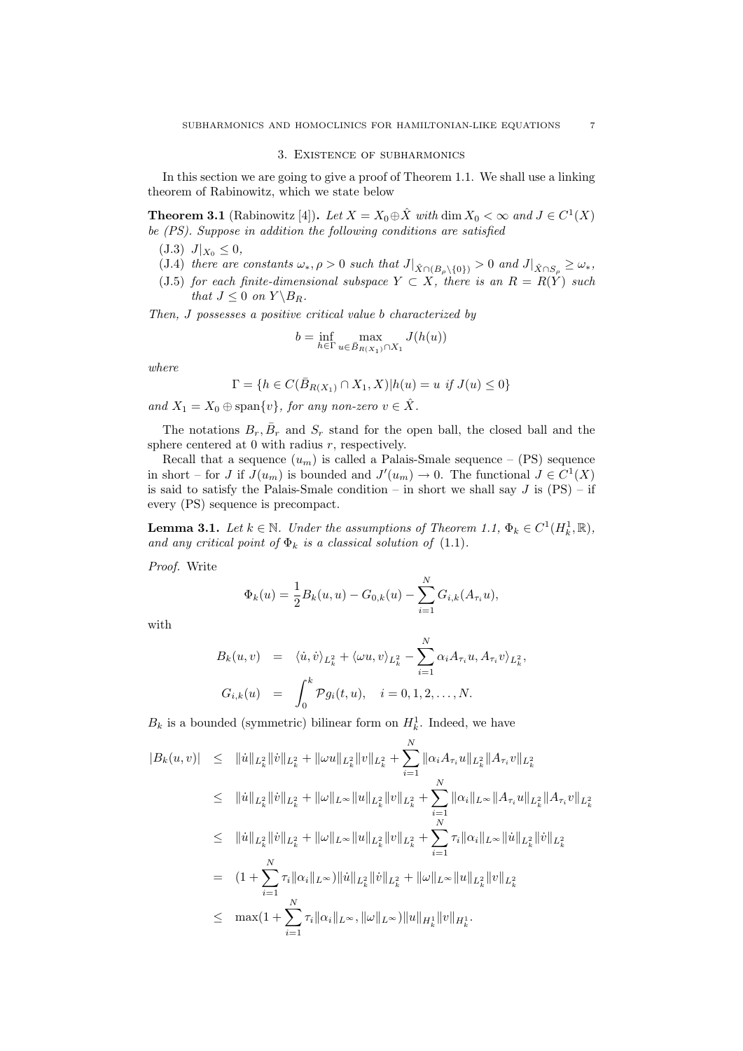## 3. Existence of subharmonics

In this section we are going to give a proof of Theorem 1.1. We shall use a linking theorem of Rabinowitz, which we state below

**Theorem 3.1** (Rabinowitz [4]). *Let $X = X_0 \oplus \hat{X}$ with $\dim X_0 < \infty$ and $J \in C^1(X)$ be (PS). Suppose in addition the following conditions are satisfied*

- (J.3) $J|_{X_0} \leq 0$,
- (J.4) *there are constants $\omega_*, \rho > 0$ such that $J|_{\hat{X} \cap (B_\rho \setminus \{0\})} > 0$ and $J|_{\hat{X} \cap S_\rho} \geq \omega_*$,*
- (J.5) *for each finite-dimensional subspace $Y \subset X$, there is an $R = R(Y)$ such that $J \leq 0$ on $Y \setminus B_R$.*

*Then, $J$ possesses a positive critical value $b$ characterized by*

$$b = \inf_{h \in \Gamma} \max_{u \in \bar{B}_{R(X_1)} \cap X_1} J(h(u))$$

*where*

$$\Gamma = \{h \in C(\bar{B}_{R(X_1)} \cap X_1, X) | h(u) = u \text{ if } J(u) \leq 0\}$$

*and $X_1 = X_0 \oplus \operatorname{span}\{v\}$, for any non-zero $v \in \hat{X}$.*

The notations $B_r, \bar{B}_r$ and $S_r$ stand for the open ball, the closed ball and the sphere centered at 0 with radius $r$, respectively.

Recall that a sequence $(u_m)$ is called a Palais-Smale sequence – (PS) sequence in short – for $J$ if $J(u_m)$ is bounded and $J'(u_m) \to 0$. The functional $J \in C^1(X)$ is said to satisfy the Palais-Smale condition – in short we shall say $J$ is (PS) – if every (PS) sequence is precompact.

**Lemma 3.1.** *Let $k \in \mathbb{N}$. Under the assumptions of Theorem 1.1, $\Phi_k \in C^1(H_k^1, \mathbb{R})$, and any critical point of $\Phi_k$ is a classical solution of* (1.1).

*Proof.* Write

$$\Phi_k(u) = \frac{1}{2} B_k(u, u) - G_{0,k}(u) - \sum_{i=1}^{N} G_{i,k}(A_{\tau_i} u),$$

with

$$\begin{aligned}
B_k(u, v) &= \langle \dot{u}, \dot{v} \rangle_{L_k^2} + \langle \omega u, v \rangle_{L_k^2} - \sum_{i=1}^{N} \alpha_i A_{\tau_i} u, A_{\tau_i} v \rangle_{L_k^2}, \\
G_{i,k}(u) &= \int_0^k \mathcal{P} g_i(t, u), \quad i = 0, 1, 2, \ldots, N.
\end{aligned}$$

$B_k$ is a bounded (symmetric) bilinear form on $H_k^1$. Indeed, we have

$$\begin{aligned}
|B_k(u, v)| &\leq \|\dot{u}\|_{L_k^2} \|\dot{v}\|_{L_k^2} + \|\omega u\|_{L_k^2} \|v\|_{L_k^2} + \sum_{i=1}^{N} \|\alpha_i A_{\tau_i} u\|_{L_k^2} \|A_{\tau_i} v\|_{L_k^2} \\
&\leq \|\dot{u}\|_{L_k^2} \|\dot{v}\|_{L_k^2} + \|\omega\|_{L^\infty} \|u\|_{L_k^2} \|v\|_{L_k^2} + \sum_{i=1}^{N} \|\alpha_i\|_{L^\infty} \|A_{\tau_i} u\|_{L_k^2} \|A_{\tau_i} v\|_{L_k^2} \\
&\leq \|\dot{u}\|_{L_k^2} \|\dot{v}\|_{L_k^2} + \|\omega\|_{L^\infty} \|u\|_{L_k^2} \|v\|_{L_k^2} + \sum_{i=1}^{N} \tau_i \|\alpha_i\|_{L^\infty} \|\dot{u}\|_{L_k^2} \|\dot{v}\|_{L_k^2} \\
&= (1 + \sum_{i=1}^{N} \tau_i \|\alpha_i\|_{L^\infty}) \|\dot{u}\|_{L_k^2} \|\dot{v}\|_{L_k^2} + \|\omega\|_{L^\infty} \|u\|_{L_k^2} \|v\|_{L_k^2} \\
&\leq \max(1 + \sum_{i=1}^{N} \tau_i \|\alpha_i\|_{L^\infty}, \|\omega\|_{L^\infty}) \|u\|_{H_k^1} \|v\|_{H_k^1}.
\end{aligned}$$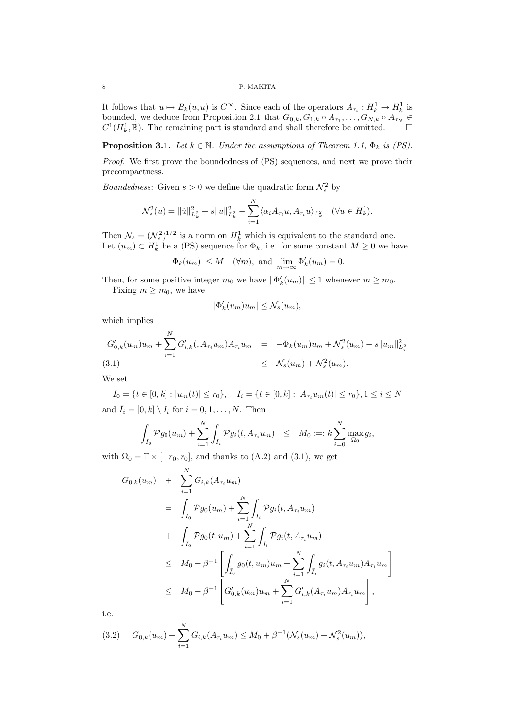It follows that $u \mapsto B_k(u,u)$ is $C^\infty$. Since each of the operators $A_{\tau_i} : H^1_k \to H^1_k$ is bounded, we deduce from Proposition 2.1 that $G_{0,k}, G_{1,k} \circ A_{\tau_1}, \ldots, G_{N,k} \circ A_{\tau_N} \in C^1(H^1_k, \mathbb{R})$. The remaining part is standard and shall therefore be omitted. $\square$

**Proposition 3.1.** *Let $k \in \mathbb{N}$. Under the assumptions of Theorem 1.1, $\Phi_k$ is (PS).*

*Proof.* We first prove the boundedness of (PS) sequences, and next we prove their precompactness.

*Boundedness*: Given $s > 0$ we define the quadratic form $\mathcal{N}_s^2$ by

$$\mathcal{N}_s^2(u) = \|\dot{u}\|^2_{L^2_k} + s\|u\|^2_{L^2_k} - \sum_{i=1}^N \langle \alpha_i A_{\tau_i} u, A_{\tau_i} u\rangle_{L^2_k} \quad (\forall u \in H^1_k).$$

Then $\mathcal{N}_s = (\mathcal{N}_s^2)^{1/2}$ is a norm on $H^1_k$ which is equivalent to the standard one.
Let $(u_m) \subset H^1_k$ be a (PS) sequence for $\Phi_k$, i.e. for some constant $M \geq 0$ we have

$$|\Phi_k(u_m)| \leq M \quad (\forall m), \text{ and } \lim_{m\to\infty} \Phi'_k(u_m) = 0.$$

Then, for some positive integer $m_0$ we have $\|\Phi'_k(u_m)\| \leq 1$ whenever $m \geq m_0$.
Fixing $m \geq m_0$, we have

$$|\Phi'_k(u_m)u_m| \leq \mathcal{N}_s(u_m),$$

which implies

$$\begin{aligned} G'_{0,k}(u_m)u_m + \sum_{i=1}^N G'_{i,k}(,A_{\tau_i}u_m)A_{\tau_i}u_m &= -\Phi_k(u_m)u_m + \mathcal{N}_s^2(u_m) - s\|u_m\|^2_{L^2_\tau} \\ &\leq \mathcal{N}_s(u_m) + \mathcal{N}_s^2(u_m). \end{aligned} \tag{3.1}$$

We set

$$I_0 = \{t \in [0,k] : |u_m(t)| \leq r_0\}, \quad I_i = \{t \in [0,k] : |A_{\tau_i}u_m(t)| \leq r_0\}, 1 \leq i \leq N$$

and $\bar{I}_i = [0,k] \setminus I_i$ for $i = 0, 1, \ldots, N$. Then

$$\int_{I_0} \mathcal{P}g_0(u_m) + \sum_{i=1}^N \int_{I_i} \mathcal{P}g_i(t, A_{\tau_i}u_m) \quad \leq \quad M_0 :=: k\sum_{i=0}^N \max_{\Omega_0} g_i,$$

with $\Omega_0 = \mathbb{T} \times [-r_0, r_0]$, and thanks to (A.2) and (3.1), we get

$$\begin{aligned} G_{0,k}(u_m) \quad &+ \quad \sum_{i=1}^N G_{i,k}(A_{\tau_i}u_m) \\ &= \quad \int_{I_0} \mathcal{P}g_0(u_m) + \sum_{i=1}^N \int_{I_i} \mathcal{P}g_i(t, A_{\tau_i}u_m) \\ &+ \quad \int_{\bar{I}_0} \mathcal{P}g_0(t, u_m) + \sum_{i=1}^N \int_{\bar{I}_i} \mathcal{P}g_i(t, A_{\tau_i}u_m) \\ &\leq \quad M_0 + \beta^{-1}\left[\int_{\bar{I}_0} g_0(t,u_m)u_m + \sum_{i=1}^N \int_{\bar{I}_i} g_i(t, A_{\tau_i}u_m)A_{\tau_i}u_m\right] \\ &\leq \quad M_0 + \beta^{-1}\left[G'_{0,k}(u_m)u_m + \sum_{i=1}^N G'_{i,k}(A_{\tau_i}u_m)A_{\tau_i}u_m\right], \end{aligned}$$

i.e.

$$G_{0,k}(u_m) + \sum_{i=1}^N G_{i,k}(A_{\tau_i}u_m) \leq M_0 + \beta^{-1}(\mathcal{N}_s(u_m) + \mathcal{N}_s^2(u_m)), \tag{3.2}$$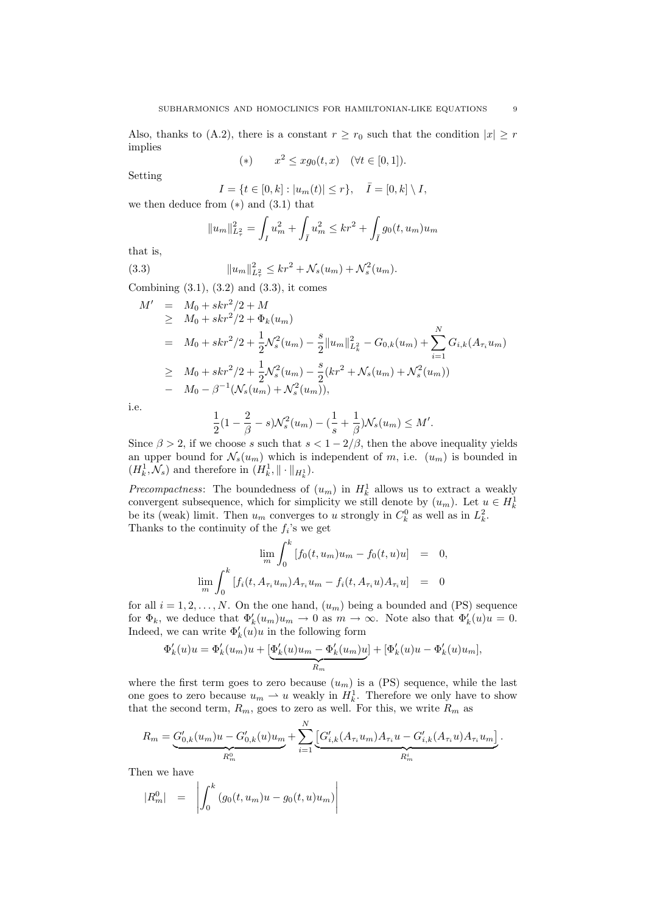Also, thanks to (A.2), there is a constant $r \geq r_0$ such that the condition $|x| \geq r$ implies

$$(*) \qquad x^2 \leq x g_0(t,x) \quad (\forall t \in [0,1]).$$

Setting

$$I = \{t \in [0,k] : |u_m(t)| \leq r\}, \quad \bar{I} = [0,k] \setminus I,$$

we then deduce from $(*)$ and (3.1) that

$$\|u_m\|^2_{L^2_\tau} = \int_I u_m^2 + \int_{\bar{I}} u_m^2 \leq kr^2 + \int_{\bar{I}} g_0(t,u_m)u_m$$

that is,

$$\|u_m\|^2_{L^2_\tau} \leq kr^2 + \mathcal{N}_s(u_m) + \mathcal{N}_s^2(u_m). \tag{3.3}$$

Combining (3.1), (3.2) and (3.3), it comes

$$\begin{aligned}
M' &= M_0 + skr^2/2 + M \\
&\geq M_0 + skr^2/2 + \Phi_k(u_m) \\
&= M_0 + skr^2/2 + \frac{1}{2}\mathcal{N}_s^2(u_m) - \frac{s}{2}\|u_m\|^2_{L^2_k} - G_{0,k}(u_m) + \sum_{i=1}^N G_{i,k}(A_{\tau_i}u_m) \\
&\geq M_0 + skr^2/2 + \frac{1}{2}\mathcal{N}_s^2(u_m) - \frac{s}{2}(kr^2 + \mathcal{N}_s(u_m) + \mathcal{N}_s^2(u_m)) \\
&- M_0 - \beta^{-1}(\mathcal{N}_s(u_m) + \mathcal{N}_s^2(u_m)),
\end{aligned}$$

i.e.

$$\frac{1}{2}(1 - \frac{2}{\beta} - s)\mathcal{N}_s^2(u_m) - (\frac{1}{s} + \frac{1}{\beta})\mathcal{N}_s(u_m) \leq M'.$$

Since $\beta > 2$, if we choose $s$ such that $s < 1 - 2/\beta$, then the above inequality yields an upper bound for $\mathcal{N}_s(u_m)$ which is independent of $m$, i.e. $(u_m)$ is bounded in $(H^1_k, \mathcal{N}_s)$ and therefore in $(H^1_k, \|\cdot\|_{H^1_k})$.

*Precompactness*: The boundedness of $(u_m)$ in $H^1_k$ allows us to extract a weakly convergent subsequence, which for simplicity we still denote by $(u_m)$. Let $u \in H^1_k$ be its (weak) limit. Then $u_m$ converges to $u$ strongly in $C^0_k$ as well as in $L^2_k$. Thanks to the continuity of the $f_i$'s we get

$$\begin{aligned}
\lim_m \int_0^k [f_0(t,u_m)u_m - f_0(t,u)u] &= 0, \\
\lim_m \int_0^k [f_i(t,A_{\tau_i}u_m)A_{\tau_i}u_m - f_i(t,A_{\tau_i}u)A_{\tau_i}u] &= 0
\end{aligned}$$

for all $i = 1, 2, \ldots, N$. On the one hand, $(u_m)$ being a bounded and (PS) sequence for $\Phi_k$, we deduce that $\Phi'_k(u_m)u_m \to 0$ as $m \to \infty$. Note also that $\Phi'_k(u)u = 0$. Indeed, we can write $\Phi'_k(u)u$ in the following form

$$\Phi'_k(u)u = \Phi'_k(u_m)u + \underbrace{[\Phi'_k(u)u_m - \Phi'_k(u_m)u]}_{R_m} + [\Phi'_k(u)u - \Phi'_k(u)u_m],$$

where the first term goes to zero because $(u_m)$ is a (PS) sequence, while the last one goes to zero because $u_m \rightharpoonup u$ weakly in $H^1_k$. Therefore we only have to show that the second term, $R_m$, goes to zero as well. For this, we write $R_m$ as

$$R_m = \underbrace{G'_{0,k}(u_m)u - G'_{0,k}(u)u_m}_{R^0_m} + \sum_{i=1}^N \underbrace{\left[G'_{i,k}(A_{\tau_i}u_m)A_{\tau_i}u - G'_{i,k}(A_{\tau_i}u)A_{\tau_i}u_m\right]}_{R^i_m}.$$

Then we have

$$|R^0_m| = \left|\int_0^k (g_0(t,u_m)u - g_0(t,u)u_m)\right|$$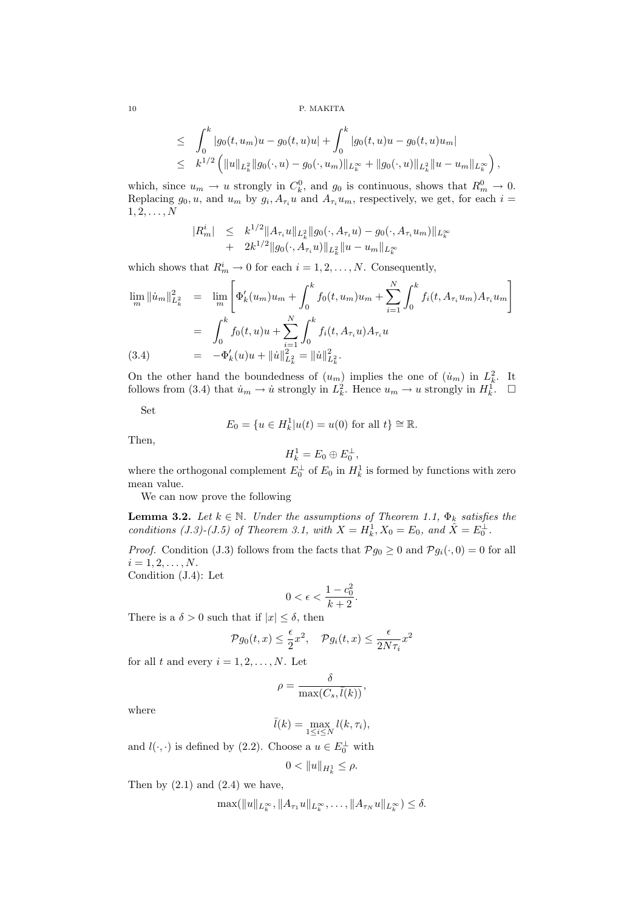$$
\begin{aligned}
&\leq \int_0^k |g_0(t,u_m)u - g_0(t,u)u| + \int_0^k |g_0(t,u)u - g_0(t,u)u_m| \\
&\leq k^{1/2}\left( \|u\|_{L^2_k} \|g_0(\cdot,u) - g_0(\cdot,u_m)\|_{L^\infty_k} + \|g_0(\cdot,u)\|_{L^2_k} \|u - u_m\|_{L^\infty_k} \right),
\end{aligned}
$$

which, since $u_m \to u$ strongly in $C^0_k$, and $g_0$ is continuous, shows that $R^0_m \to 0$. Replacing $g_0, u$, and $u_m$ by $g_i, A_{\tau_i}u$ and $A_{\tau_i}u_m$, respectively, we get, for each $i = 1, 2, \ldots, N$

$$
\begin{aligned}
|R^i_m| &\leq k^{1/2} \|A_{\tau_i}u\|_{L^2_k} \|g_0(\cdot, A_{\tau_i}u) - g_0(\cdot, A_{\tau_i}u_m)\|_{L^\infty_k} \\
&+ 2k^{1/2} \|g_0(\cdot, A_{\tau_i}u)\|_{L^2_k} \|u - u_m\|_{L^\infty_k}
\end{aligned}
$$

which shows that $R^i_m \to 0$ for each $i = 1, 2, \ldots, N$. Consequently,

$$
\begin{aligned}
\lim_m \|\dot{u}_m\|^2_{L^2_k} &= \lim_m \left[ \Phi'_k(u_m)u_m + \int_0^k f_0(t,u_m)u_m + \sum_{i=1}^N \int_0^k f_i(t, A_{\tau_i}u_m) A_{\tau_i}u_m \right] \\
&= \int_0^k f_0(t,u)u + \sum_{i=1}^N \int_0^k f_i(t, A_{\tau_i}u) A_{\tau_i}u \\
&= -\Phi'_k(u)u + \|\dot{u}\|^2_{L^2_k} = \|\dot{u}\|^2_{L^2_k}. \qquad (3.4)
\end{aligned}
$$

On the other hand the boundedness of $(u_m)$ implies the one of $(\dot{u}_m)$ in $L^2_k$. It follows from (3.4) that $\dot{u}_m \to \dot{u}$ strongly in $L^2_k$. Hence $u_m \to u$ strongly in $H^1_k$. $\square$

Set

$$
E_0 = \{u \in H^1_k | u(t) = u(0) \text{ for all } t\} \cong \mathbb{R}.
$$

Then,

$$
H^1_k = E_0 \oplus E_0^\perp,
$$

where the orthogonal complement $E_0^\perp$ of $E_0$ in $H^1_k$ is formed by functions with zero mean value.

We can now prove the following

**Lemma 3.2.** *Let $k \in \mathbb{N}$. Under the assumptions of Theorem 1.1, $\Phi_k$ satisfies the conditions (J.3)-(J.5) of Theorem 3.1, with $X = H^1_k, X_0 = E_0$, and $\hat{X} = E_0^\perp$.*

*Proof.* Condition (J.3) follows from the facts that $\mathcal{P}g_0 \geq 0$ and $\mathcal{P}g_i(\cdot, 0) = 0$ for all $i = 1, 2, \ldots, N$.

Condition (J.4): Let

$$
0 < \epsilon < \frac{1 - c_0^2}{k+2}.
$$

There is a $\delta > 0$ such that if $|x| \leq \delta$, then

$$
\mathcal{P}g_0(t,x) \leq \frac{\epsilon}{2}x^2, \quad \mathcal{P}g_i(t,x) \leq \frac{\epsilon}{2N\tau_i}x^2
$$

for all $t$ and every $i = 1, 2, \ldots, N$. Let

$$
\rho = \frac{\delta}{\max(C_s, \bar{l}(k))},
$$

where

$$
\bar{l}(k) = \max_{1 \leq i \leq N} l(k, \tau_i),
$$

and $l(\cdot,\cdot)$ is defined by (2.2). Choose a $u \in E_0^\perp$ with

$$
0 < \|u\|_{H^1_k} \leq \rho.
$$

Then by (2.1) and (2.4) we have,

$$
\max(\|u\|_{L^\infty_k}, \|A_{\tau_1}u\|_{L^\infty_k}, \ldots, \|A_{\tau_N}u\|_{L^\infty_k}) \leq \delta.
$$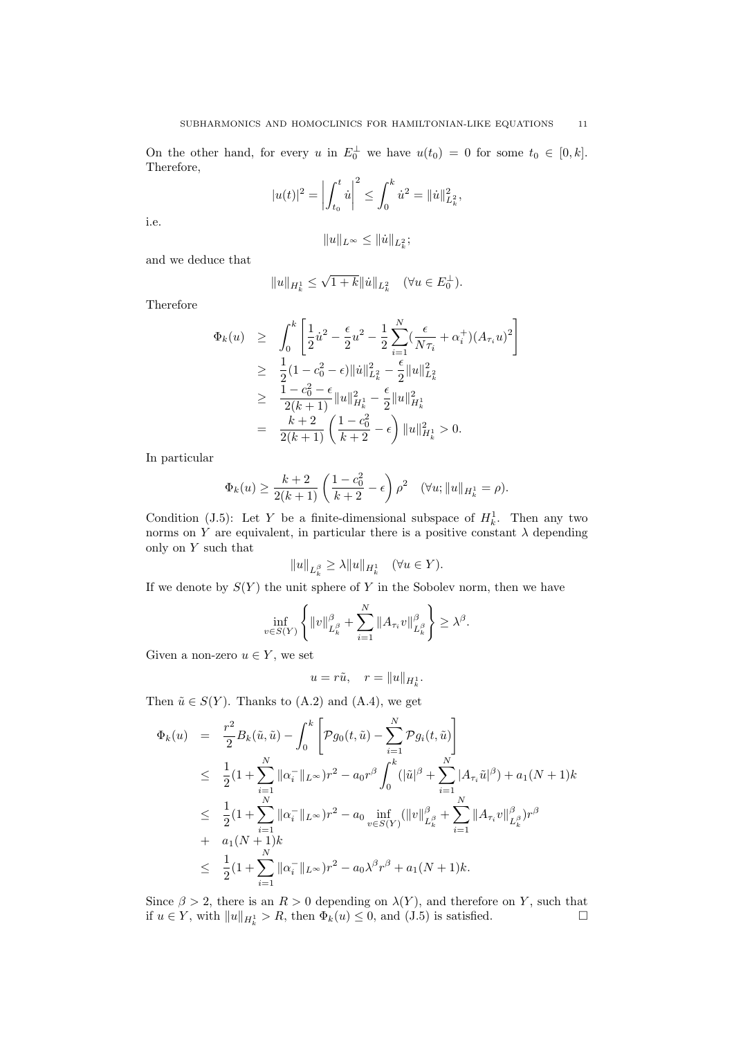On the other hand, for every $u$ in $E_0^\perp$ we have $u(t_0) = 0$ for some $t_0 \in [0, k]$. Therefore,

$$|u(t)|^2 = \left| \int_{t_0}^t \dot{u} \right|^2 \leq \int_0^k \dot{u}^2 = \|\dot{u}\|_{L_k^2}^2,$$

i.e.

$$\|u\|_{L^\infty} \leq \|\dot{u}\|_{L_k^2};$$

and we deduce that

$$\|u\|_{H_k^1} \leq \sqrt{1+k}\|\dot{u}\|_{L_k^2} \quad (\forall u \in E_0^\perp).$$

Therefore

$$\begin{aligned}
\Phi_k(u) &\geq \int_0^k \left[ \frac{1}{2}\dot{u}^2 - \frac{\epsilon}{2}u^2 - \frac{1}{2}\sum_{i=1}^N (\frac{\epsilon}{N\tau_i} + \alpha_i^+)(A_{\tau_i}u)^2 \right] \\
&\geq \frac{1}{2}(1 - c_0^2 - \epsilon)\|\dot{u}\|_{L_k^2}^2 - \frac{\epsilon}{2}\|u\|_{L_k^2}^2 \\
&\geq \frac{1 - c_0^2 - \epsilon}{2(k+1)}\|u\|_{H_k^1}^2 - \frac{\epsilon}{2}\|u\|_{H_k^1}^2 \\
&= \frac{k+2}{2(k+1)}\left( \frac{1-c_0^2}{k+2} - \epsilon \right)\|u\|_{H_k^1}^2 > 0.
\end{aligned}$$

In particular

$$\Phi_k(u) \geq \frac{k+2}{2(k+1)}\left( \frac{1-c_0^2}{k+2} - \epsilon \right)\rho^2 \quad (\forall u; \|u\|_{H_k^1} = \rho).$$

Condition (J.5): Let $Y$ be a finite-dimensional subspace of $H_k^1$. Then any two norms on $Y$ are equivalent, in particular there is a positive constant $\lambda$ depending only on $Y$ such that

$$\|u\|_{L_k^\beta} \geq \lambda \|u\|_{H_k^1} \quad (\forall u \in Y).$$

If we denote by $S(Y)$ the unit sphere of $Y$ in the Sobolev norm, then we have

$$\inf_{v \in S(Y)} \left\{ \|v\|_{L_k^\beta}^\beta + \sum_{i=1}^N \|A_{\tau_i}v\|_{L_k^\beta}^\beta \right\} \geq \lambda^\beta.$$

Given a non-zero $u \in Y$, we set

$$u = r\tilde{u}, \quad r = \|u\|_{H_k^1}.$$

Then $\tilde{u} \in S(Y)$. Thanks to (A.2) and (A.4), we get

$$\begin{aligned}
\Phi_k(u) &= \frac{r^2}{2}B_k(\tilde{u}, \tilde{u}) - \int_0^k \left[ \mathcal{P}g_0(t, \tilde{u}) - \sum_{i=1}^N \mathcal{P}g_i(t, \tilde{u}) \right] \\
&\leq \frac{1}{2}(1 + \sum_{i=1}^N \|\alpha_i^-\|_{L^\infty})r^2 - a_0 r^\beta \int_0^k (|\tilde{u}|^\beta + \sum_{i=1}^N |A_{\tau_i}\tilde{u}|^\beta) + a_1(N+1)k \\
&\leq \frac{1}{2}(1 + \sum_{i=1}^N \|\alpha_i^-\|_{L^\infty})r^2 - a_0 \inf_{v \in S(Y)} (\|v\|_{L_k^\beta}^\beta + \sum_{i=1}^N \|A_{\tau_i}v\|_{L_k^\beta}^\beta) r^\beta \\
&+ a_1(N+1)k \\
&\leq \frac{1}{2}(1 + \sum_{i=1}^N \|\alpha_i^-\|_{L^\infty})r^2 - a_0\lambda^\beta r^\beta + a_1(N+1)k.
\end{aligned}$$

Since $\beta > 2$, there is an $R > 0$ depending on $\lambda(Y)$, and therefore on $Y$, such that if $u \in Y$, with $\|u\|_{H_k^1} > R$, then $\Phi_k(u) \leq 0$, and (J.5) is satisfied. □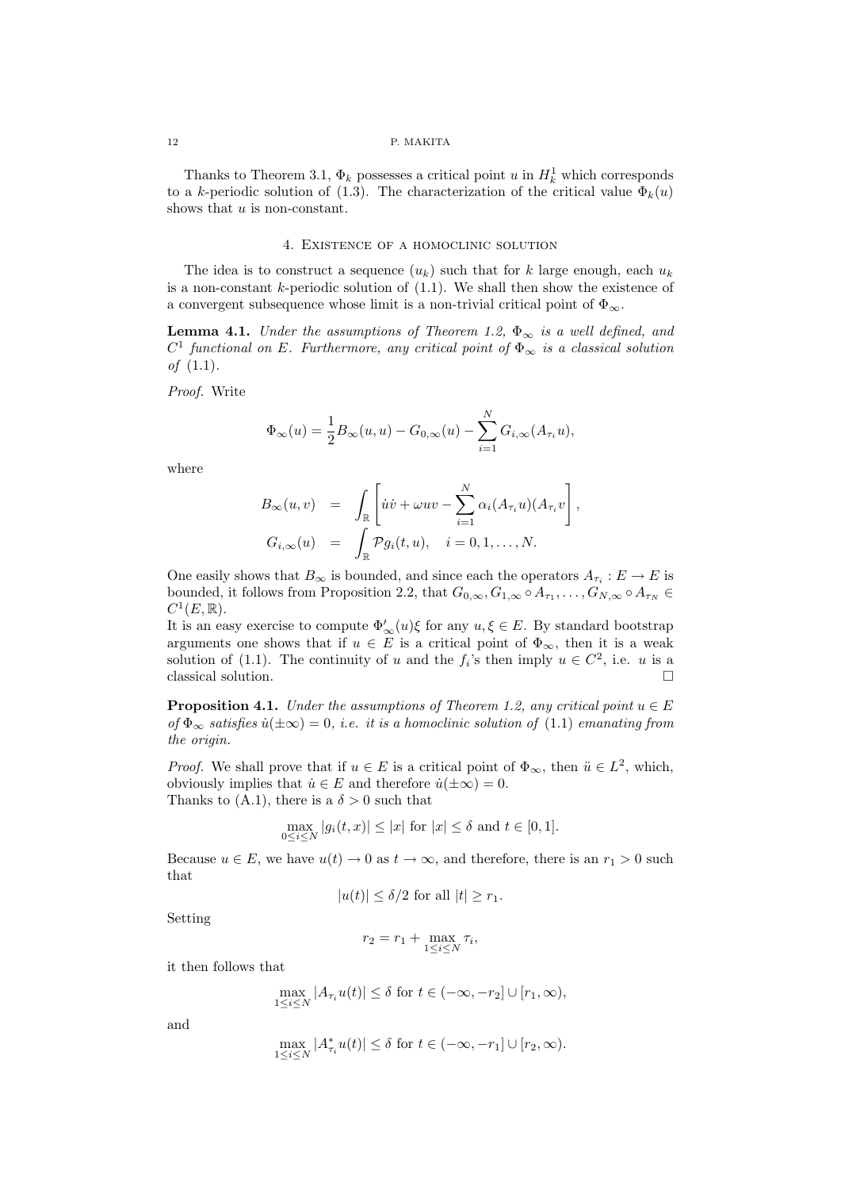Thanks to Theorem 3.1, $\Phi_k$ possesses a critical point $u$ in $H_k^1$ which corresponds to a $k$-periodic solution of (1.3). The characterization of the critical value $\Phi_k(u)$ shows that $u$ is non-constant.

## 4. Existence of a homoclinic solution

The idea is to construct a sequence $(u_k)$ such that for $k$ large enough, each $u_k$ is a non-constant $k$-periodic solution of (1.1). We shall then show the existence of a convergent subsequence whose limit is a non-trivial critical point of $\Phi_\infty$.

**Lemma 4.1.** *Under the assumptions of Theorem 1.2, $\Phi_\infty$ is a well defined, and $C^1$ functional on $E$. Furthermore, any critical point of $\Phi_\infty$ is a classical solution of* (1.1).

*Proof.* Write

$$\Phi_\infty(u) = \frac{1}{2}B_\infty(u,u) - G_{0,\infty}(u) - \sum_{i=1}^{N} G_{i,\infty}(A_{\tau_i}u),$$

where

$$\begin{aligned} B_\infty(u,v) &= \int_{\mathbb{R}} \left[ \dot{u}\dot{v} + \omega uv - \sum_{i=1}^{N} \alpha_i (A_{\tau_i}u)(A_{\tau_i}v) \right], \\ G_{i,\infty}(u) &= \int_{\mathbb{R}} \mathcal{P}g_i(t,u), \quad i = 0, 1, \ldots, N. \end{aligned}$$

One easily shows that $B_\infty$ is bounded, and since each the operators $A_{\tau_i} : E \to E$ is bounded, it follows from Proposition 2.2, that $G_{0,\infty}, G_{1,\infty} \circ A_{\tau_1}, \ldots, G_{N,\infty} \circ A_{\tau_N} \in C^1(E, \mathbb{R})$.
It is an easy exercise to compute $\Phi'_\infty(u)\xi$ for any $u, \xi \in E$. By standard bootstrap arguments one shows that if $u \in E$ is a critical point of $\Phi_\infty$, then it is a weak solution of (1.1). The continuity of $u$ and the $f_i$'s then imply $u \in C^2$, i.e. $u$ is a classical solution. $\square$

**Proposition 4.1.** *Under the assumptions of Theorem 1.2, any critical point $u \in E$ of $\Phi_\infty$ satisfies $\dot{u}(\pm\infty) = 0$, i.e. it is a homoclinic solution of* (1.1) *emanating from the origin.*

*Proof.* We shall prove that if $u \in E$ is a critical point of $\Phi_\infty$, then $\ddot{u} \in L^2$, which, obviously implies that $\dot{u} \in E$ and therefore $\dot{u}(\pm\infty) = 0$.
Thanks to (A.1), there is a $\delta > 0$ such that

$$\max_{0 \le i \le N} |g_i(t,x)| \le |x| \text{ for } |x| \le \delta \text{ and } t \in [0,1].$$

Because $u \in E$, we have $u(t) \to 0$ as $t \to \infty$, and therefore, there is an $r_1 > 0$ such that

$$|u(t)| \le \delta/2 \text{ for all } |t| \ge r_1.$$

Setting

$$r_2 = r_1 + \max_{1 \le i \le N} \tau_i,$$

it then follows that

$$\max_{1 \le i \le N} |A_{\tau_i}u(t)| \le \delta \text{ for } t \in (-\infty, -r_2] \cup [r_1, \infty),$$

and

$$\max_{1 \le i \le N} |A^*_{\tau_i}u(t)| \le \delta \text{ for } t \in (-\infty, -r_1] \cup [r_2, \infty).$$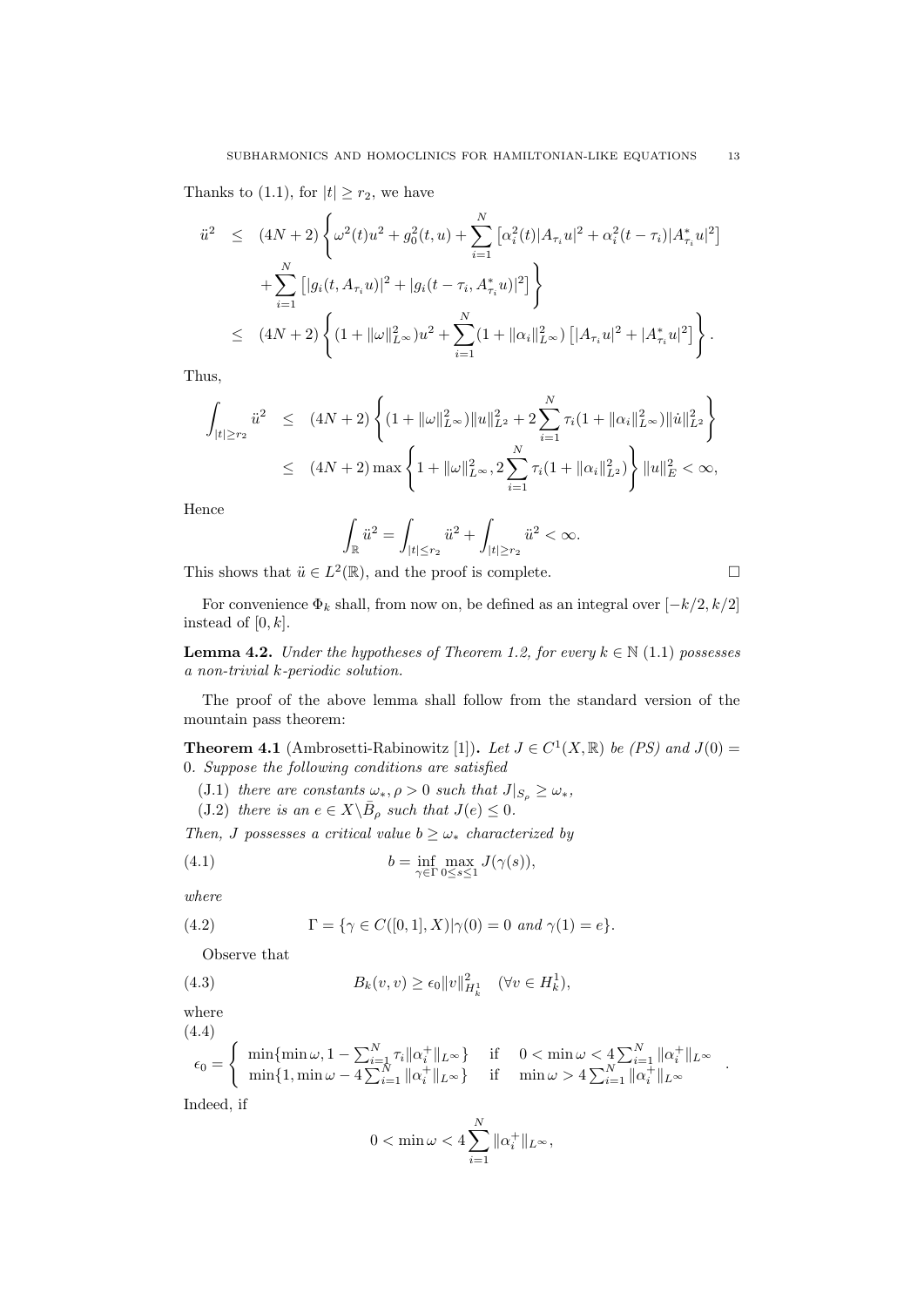Thanks to (1.1), for $|t| \geq r_2$, we have

$$
\begin{aligned}
\ddot{u}^2 &\leq (4N+2)\left\{\omega^2(t)u^2 + g_0^2(t,u) + \sum_{i=1}^{N}\left[\alpha_i^2(t)|A_{\tau_i}u|^2 + \alpha_i^2(t-\tau_i)|A_{\tau_i}^* u|^2\right]\right.\\
&\quad \left. + \sum_{i=1}^{N}\left[|g_i(t, A_{\tau_i}u)|^2 + |g_i(t-\tau_i, A_{\tau_i}^* u)|^2\right]\right\}\\
&\leq (4N+2)\left\{(1+\|\omega\|_{L^\infty}^2)u^2 + \sum_{i=1}^{N}(1+\|\alpha_i\|_{L^\infty}^2)\left[|A_{\tau_i}u|^2 + |A_{\tau_i}^* u|^2\right]\right\}.
\end{aligned}
$$

Thus,

$$
\begin{aligned}
\int_{|t|\geq r_2}\ddot{u}^2 &\leq (4N+2)\left\{(1+\|\omega\|_{L^\infty}^2)\|u\|_{L^2}^2 + 2\sum_{i=1}^{N}\tau_i(1+\|\alpha_i\|_{L^\infty}^2)\|\dot{u}\|_{L^2}^2\right\}\\
&\leq (4N+2)\max\left\{1+\|\omega\|_{L^\infty}^2, 2\sum_{i=1}^{N}\tau_i(1+\|\alpha_i\|_{L^2}^2)\right\}\|u\|_E^2 < \infty,
\end{aligned}
$$

Hence

$$
\int_{\mathbb{R}}\ddot{u}^2 = \int_{|t|\leq r_2}\ddot{u}^2 + \int_{|t|\geq r_2}\ddot{u}^2 < \infty.
$$

This shows that $\ddot{u} \in L^2(\mathbb{R})$, and the proof is complete. □

For convenience $\Phi_k$ shall, from now on, be defined as an integral over $[-k/2, k/2]$ instead of $[0, k]$.

**Lemma 4.2.** *Under the hypotheses of Theorem 1.2, for every $k \in \mathbb{N}$ (1.1) possesses a non-trivial $k$-periodic solution.*

The proof of the above lemma shall follow from the standard version of the mountain pass theorem:

**Theorem 4.1** (Ambrosetti-Rabinowitz [1])**.** *Let $J \in C^1(X, \mathbb{R})$ be (PS) and $J(0) = 0$. Suppose the following conditions are satisfied*

(J.1) *there are constants $\omega_*, \rho > 0$ such that $J|_{S_\rho} \geq \omega_*$,*

(J.2) *there is an $e \in X\backslash \bar{B}_\rho$ such that $J(e) \leq 0$.*

*Then, $J$ possesses a critical value $b \geq \omega_*$ characterized by*

$$
b = \inf_{\gamma\in\Gamma}\max_{0\leq s\leq 1} J(\gamma(s)), \tag{4.1}
$$

*where*

$$
\Gamma = \{\gamma \in C([0,1], X) | \gamma(0) = 0 \text{ and } \gamma(1) = e\}. \tag{4.2}
$$

Observe that

$$
B_k(v, v) \geq \epsilon_0 \|v\|_{H_k^1}^2 \quad (\forall v \in H_k^1), \tag{4.3}
$$

where

$$
\epsilon_0 = \begin{cases} \min\{\min\omega, 1 - \sum_{i=1}^{N}\tau_i\|\alpha_i^+\|_{L^\infty}\} & \text{if} \quad 0 < \min\omega < 4\sum_{i=1}^{N}\|\alpha_i^+\|_{L^\infty} \\ \min\{1, \min\omega - 4\sum_{i=1}^{N}\|\alpha_i^+\|_{L^\infty}\} & \text{if} \quad \min\omega > 4\sum_{i=1}^{N}\|\alpha_i^+\|_{L^\infty} \end{cases}. \tag{4.4}
$$

Indeed, if

$$
0 < \min\omega < 4\sum_{i=1}^{N}\|\alpha_i^+\|_{L^\infty},
$$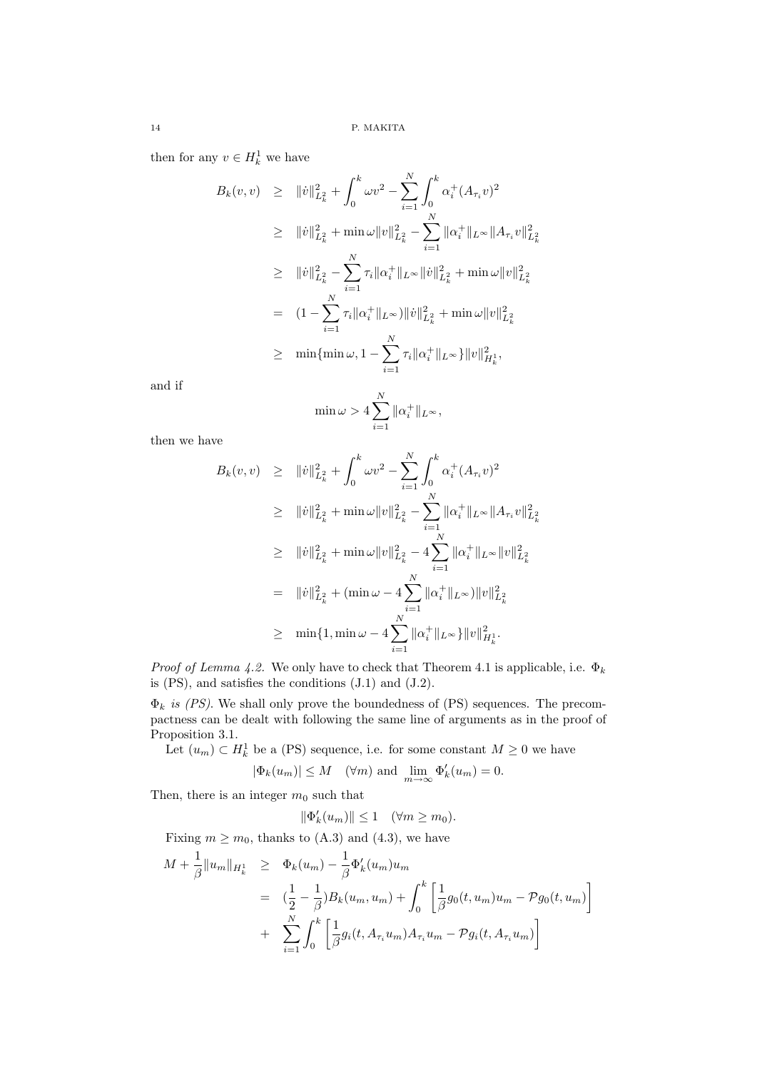then for any $v \in H^1_k$ we have

$$
\begin{aligned}
B_k(v,v) &\geq \|\dot{v}\|^2_{L^2_k} + \int_0^k \omega v^2 - \sum_{i=1}^N \int_0^k \alpha_i^+ (A_{\tau_i} v)^2 \\
&\geq \|\dot{v}\|^2_{L^2_k} + \min \omega \|v\|^2_{L^2_k} - \sum_{i=1}^N \|\alpha_i^+\|_{L^\infty} \|A_{\tau_i} v\|^2_{L^2_k} \\
&\geq \|\dot{v}\|^2_{L^2_k} - \sum_{i=1}^N \tau_i \|\alpha_i^+\|_{L^\infty} \|\dot{v}\|^2_{L^2_k} + \min \omega \|v\|^2_{L^2_k} \\
&= (1 - \sum_{i=1}^N \tau_i \|\alpha_i^+\|_{L^\infty}) \|\dot{v}\|^2_{L^2_k} + \min \omega \|v\|^2_{L^2_k} \\
&\geq \min\{\min \omega, 1 - \sum_{i=1}^N \tau_i \|\alpha_i^+\|_{L^\infty}\} \|v\|^2_{H^1_k},
\end{aligned}
$$

and if

$$
\min \omega > 4 \sum_{i=1}^N \|\alpha_i^+\|_{L^\infty},
$$

then we have

$$
\begin{aligned}
B_k(v,v) &\geq \|\dot{v}\|^2_{L^2_k} + \int_0^k \omega v^2 - \sum_{i=1}^N \int_0^k \alpha_i^+ (A_{\tau_i} v)^2 \\
&\geq \|\dot{v}\|^2_{L^2_k} + \min \omega \|v\|^2_{L^2_k} - \sum_{i=1}^N \|\alpha_i^+\|_{L^\infty} \|A_{\tau_i} v\|^2_{L^2_k} \\
&\geq \|\dot{v}\|^2_{L^2_k} + \min \omega \|v\|^2_{L^2_k} - 4 \sum_{i=1}^N \|\alpha_i^+\|_{L^\infty} \|v\|^2_{L^2_k} \\
&= \|\dot{v}\|^2_{L^2_k} + (\min \omega - 4 \sum_{i=1}^N \|\alpha_i^+\|_{L^\infty}) \|v\|^2_{L^2_k} \\
&\geq \min\{1, \min \omega - 4 \sum_{i=1}^N \|\alpha_i^+\|_{L^\infty}\} \|v\|^2_{H^1_k}.
\end{aligned}
$$

*Proof of Lemma 4.2.* We only have to check that Theorem 4.1 is applicable, i.e. $\Phi_k$ is (PS), and satisfies the conditions (J.1) and (J.2).

$\Phi_k$ *is (PS).* We shall only prove the boundedness of (PS) sequences. The precompactness can be dealt with following the same line of arguments as in the proof of Proposition 3.1.

Let $(u_m) \subset H^1_k$ be a (PS) sequence, i.e. for some constant $M \geq 0$ we have

$$
|\Phi_k(u_m)| \leq M \quad (\forall m) \text{ and } \lim_{m \to \infty} \Phi_k'(u_m) = 0.
$$

Then, there is an integer $m_0$ such that

$$
\|\Phi_k'(u_m)\| \leq 1 \quad (\forall m \geq m_0).
$$

Fixing $m \geq m_0$, thanks to (A.3) and (4.3), we have

$$
\begin{aligned}
M + \frac{1}{\beta}\|u_m\|_{H^1_k} &\geq \Phi_k(u_m) - \frac{1}{\beta}\Phi_k'(u_m)u_m \\
&= (\frac{1}{2} - \frac{1}{\beta}) B_k(u_m, u_m) + \int_0^k \left[\frac{1}{\beta} g_0(t, u_m) u_m - \mathcal{P} g_0(t, u_m)\right] \\
&+ \sum_{i=1}^N \int_0^k \left[\frac{1}{\beta} g_i(t, A_{\tau_i} u_m) A_{\tau_i} u_m - \mathcal{P} g_i(t, A_{\tau_i} u_m)\right]
\end{aligned}
$$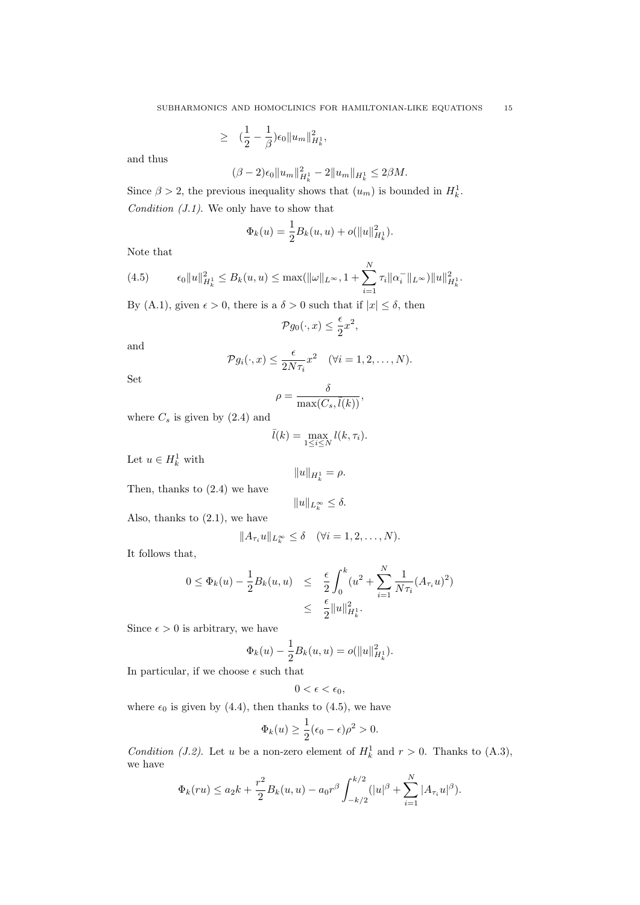$$\geq \quad (\frac{1}{2} - \frac{1}{\beta})\epsilon_0 \|u_m\|^2_{H^1_k},$$

and thus

$$(\beta - 2)\epsilon_0 \|u_m\|^2_{H^1_k} - 2\|u_m\|_{H^1_k} \leq 2\beta M.$$

Since $\beta > 2$, the previous inequality shows that $(u_m)$ is bounded in $H^1_k$.

*Condition (J.1).* We only have to show that

$$\Phi_k(u) = \frac{1}{2}B_k(u,u) + o(\|u\|^2_{H^1_k}).$$

Note that

$$\epsilon_0 \|u\|^2_{H^1_k} \leq B_k(u,u) \leq \max(\|\omega\|_{L^\infty}, 1 + \sum_{i=1}^{N} \tau_i \|\alpha_i^-\|_{L^\infty}) \|u\|^2_{H^1_k}. \tag{4.5}$$

By (A.1), given $\epsilon > 0$, there is a $\delta > 0$ such that if $|x| \leq \delta$, then

$$\mathcal{P}g_0(\cdot, x) \leq \frac{\epsilon}{2}x^2,$$

and

$$\mathcal{P}g_i(\cdot, x) \leq \frac{\epsilon}{2N\tau_i}x^2 \quad (\forall i = 1, 2, \ldots, N).$$

Set

$$\rho = \frac{\delta}{\max(C_s, \bar{l}(k))},$$

where $C_s$ is given by (2.4) and

$$\bar{l}(k) = \max_{1 \leq i \leq N} l(k, \tau_i).$$

Let $u \in H^1_k$ with

$$\|u\|_{H^1_k} = \rho.$$

Then, thanks to (2.4) we have

$$\|u\|_{L^\infty_k} \leq \delta.$$

Also, thanks to (2.1), we have

$$\|A_{\tau_i} u\|_{L^\infty_k} \leq \delta \quad (\forall i = 1, 2, \ldots, N).$$

It follows that,

$$\begin{aligned} 0 \leq \Phi_k(u) - \frac{1}{2}B_k(u,u) &\leq \frac{\epsilon}{2}\int_0^k (u^2 + \sum_{i=1}^{N} \frac{1}{N\tau_i}(A_{\tau_i}u)^2) \\ &\leq \frac{\epsilon}{2}\|u\|^2_{H^1_k}. \end{aligned}$$

Since $\epsilon > 0$ is arbitrary, we have

$$\Phi_k(u) - \frac{1}{2}B_k(u,u) = o(\|u\|^2_{H^1_k}).$$

In particular, if we choose $\epsilon$ such that

$$0 < \epsilon < \epsilon_0,$$

where $\epsilon_0$ is given by (4.4), then thanks to (4.5), we have

$$\Phi_k(u) \geq \frac{1}{2}(\epsilon_0 - \epsilon)\rho^2 > 0.$$

*Condition (J.2).* Let $u$ be a non-zero element of $H^1_k$ and $r > 0$. Thanks to (A.3), we have

$$\Phi_k(ru) \leq a_2 k + \frac{r^2}{2}B_k(u,u) - a_0 r^\beta \int_{-k/2}^{k/2} (|u|^\beta + \sum_{i=1}^{N} |A_{\tau_i}u|^\beta).$$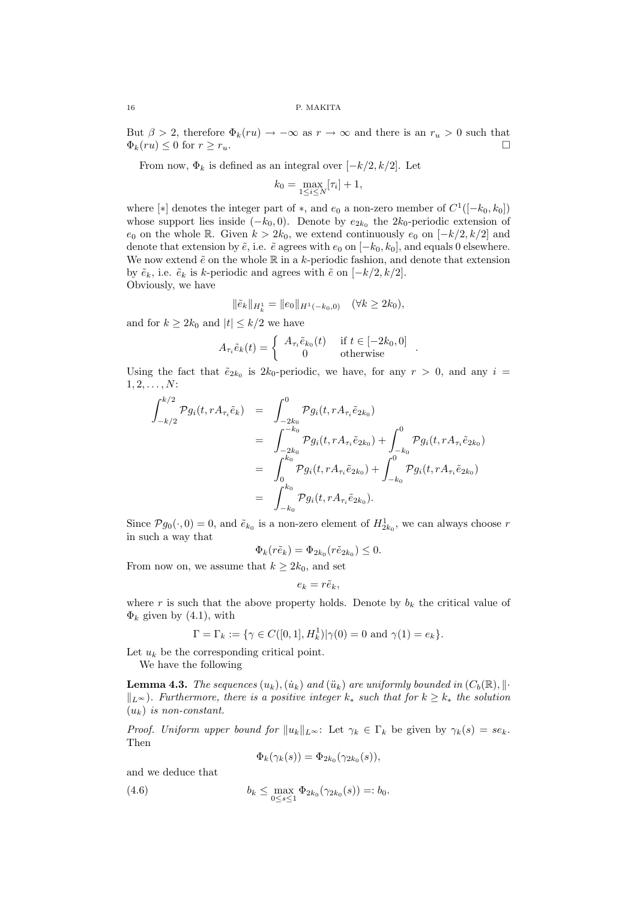But $\beta > 2$, therefore $\Phi_k(ru) \to -\infty$ as $r \to \infty$ and there is an $r_u > 0$ such that $\Phi_k(ru) \le 0$ for $r \ge r_u$. $\square$

From now, $\Phi_k$ is defined as an integral over $[-k/2, k/2]$. Let

$$k_0 = \max_{1 \le i \le N} [\tau_i] + 1,$$

where $[*]$ denotes the integer part of $*$, and $e_0$ a non-zero member of $C^1([-k_0, k_0])$ whose support lies inside $(-k_0, 0)$. Denote by $e_{2k_0}$ the $2k_0$-periodic extension of $e_0$ on the whole $\mathbb{R}$. Given $k > 2k_0$, we extend continuously $e_0$ on $[-k/2, k/2]$ and denote that extension by $\tilde{e}$, i.e. $\tilde{e}$ agrees with $e_0$ on $[-k_0, k_0]$, and equals 0 elsewhere. We now extend $\tilde{e}$ on the whole $\mathbb{R}$ in a $k$-periodic fashion, and denote that extension by $\tilde{e}_k$, i.e. $\tilde{e}_k$ is $k$-periodic and agrees with $\tilde{e}$ on $[-k/2, k/2]$.
Obviously, we have

$$\|\tilde{e}_k\|_{H^1_k} = \|e_0\|_{H^1(-k_0,0)} \quad (\forall k \ge 2k_0),$$

and for $k \ge 2k_0$ and $|t| \le k/2$ we have

$$A_{\tau_i}\tilde{e}_k(t) = \begin{cases} A_{\tau_i}\tilde{e}_{k_0}(t) & \text{if } t \in [-2k_0, 0] \\ 0 & \text{otherwise} \end{cases}.$$

Using the fact that $\tilde{e}_{2k_0}$ is $2k_0$-periodic, we have, for any $r > 0$, and any $i = 1, 2, \dots, N$:

$$\begin{aligned}
\int_{-k/2}^{k/2} \mathcal{P}g_i(t, rA_{\tau_i}\tilde{e}_k) &= \int_{-2k_0}^{0} \mathcal{P}g_i(t, rA_{\tau_i}\tilde{e}_{2k_0}) \\
&= \int_{-2k_0}^{-k_0} \mathcal{P}g_i(t, rA_{\tau_i}\tilde{e}_{2k_0}) + \int_{-k_0}^{0} \mathcal{P}g_i(t, rA_{\tau_i}\tilde{e}_{2k_0}) \\
&= \int_{0}^{k_0} \mathcal{P}g_i(t, rA_{\tau_i}\tilde{e}_{2k_0}) + \int_{-k_0}^{0} \mathcal{P}g_i(t, rA_{\tau_i}\tilde{e}_{2k_0}) \\
&= \int_{-k_0}^{k_0} \mathcal{P}g_i(t, rA_{\tau_i}\tilde{e}_{2k_0}).
\end{aligned}$$

Since $\mathcal{P}g_0(\cdot, 0) = 0$, and $\tilde{e}_{k_0}$ is a non-zero element of $H^1_{2k_0}$, we can always choose $r$ in such a way that

$$\Phi_k(r\tilde{e}_k) = \Phi_{2k_0}(r\tilde{e}_{2k_0}) \le 0.$$

From now on, we assume that $k \ge 2k_0$, and set

$$e_k = r\tilde{e}_k,$$

where $r$ is such that the above property holds. Denote by $b_k$ the critical value of $\Phi_k$ given by (4.1), with

$$\Gamma = \Gamma_k := \{\gamma \in C([0,1], H^1_k) | \gamma(0) = 0 \text{ and } \gamma(1) = e_k\}.$$

Let $u_k$ be the corresponding critical point.
We have the following

**Lemma 4.3.** *The sequences $(u_k), (\dot{u}_k)$ and $(\ddot{u}_k)$ are uniformly bounded in $(C_b(\mathbb{R}), \|\cdot\|_{L^\infty})$. Furthermore, there is a positive integer $k_*$ such that for $k \ge k_*$ the solution $(u_k)$ is non-constant.*

*Proof.* Uniform upper bound for $\|u_k\|_{L^\infty}$: Let $\gamma_k \in \Gamma_k$ be given by $\gamma_k(s) = se_k$. Then

$$\Phi_k(\gamma_k(s)) = \Phi_{2k_0}(\gamma_{2k_0}(s)),$$

and we deduce that

$$b_k \le \max_{0 \le s \le 1} \Phi_{2k_0}(\gamma_{2k_0}(s)) =: b_0. \tag{4.6}$$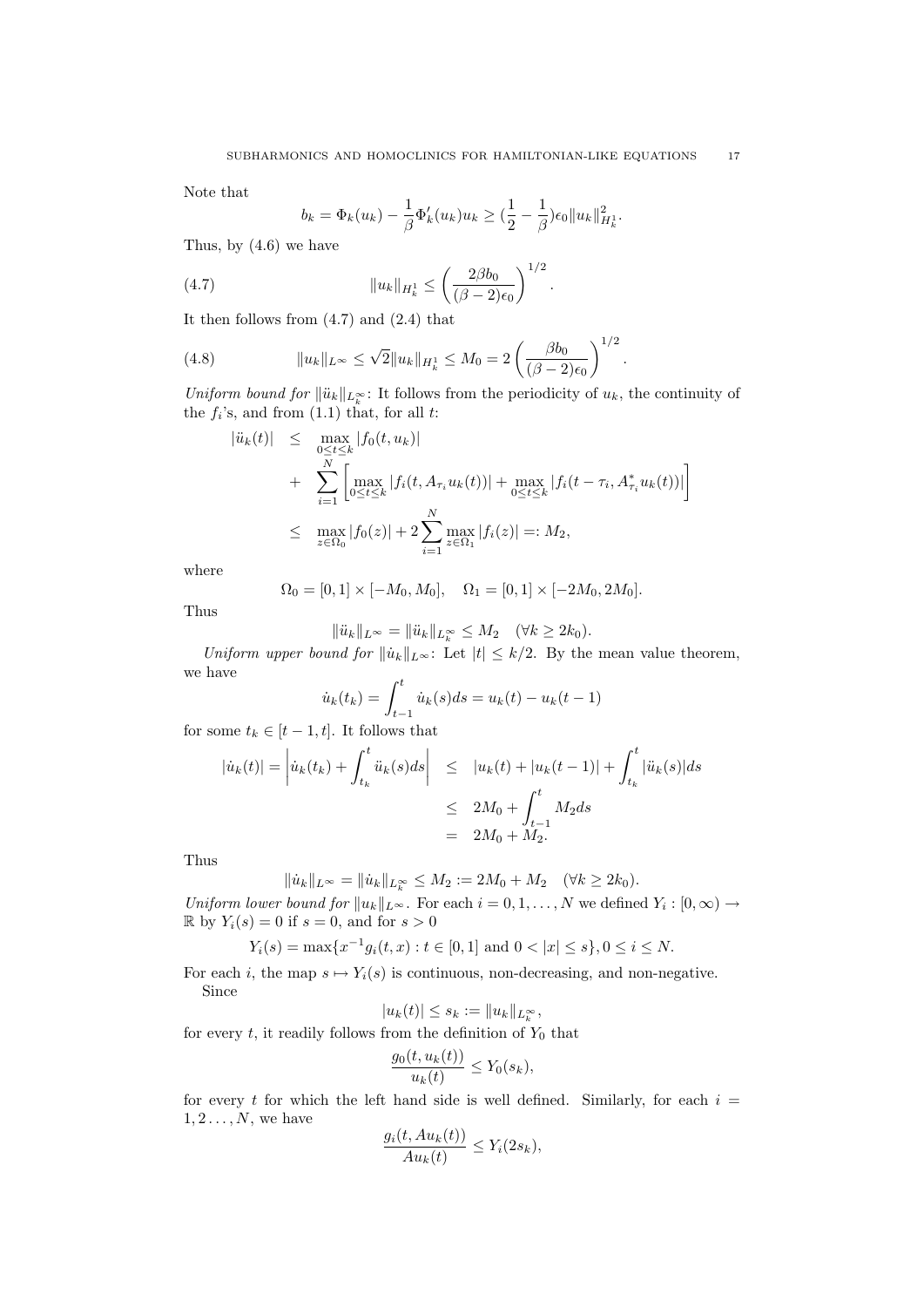Note that

$$b_k = \Phi_k(u_k) - \frac{1}{\beta}\Phi_k'(u_k)u_k \geq (\frac{1}{2} - \frac{1}{\beta})\epsilon_0 \|u_k\|^2_{H^1_k}.$$

Thus, by (4.6) we have

$$\|u_k\|_{H^1_k} \leq \left(\frac{2\beta b_0}{(\beta-2)\epsilon_0}\right)^{1/2}. \tag{4.7}$$

It then follows from (4.7) and (2.4) that

$$\|u_k\|_{L^\infty} \leq \sqrt{2}\|u_k\|_{H^1_k} \leq M_0 = 2\left(\frac{\beta b_0}{(\beta-2)\epsilon_0}\right)^{1/2}. \tag{4.8}$$

*Uniform bound for* $\|\ddot{u}_k\|_{L^\infty_k}$: It follows from the periodicity of $u_k$, the continuity of the $f_i$'s, and from (1.1) that, for all $t$:

$$\begin{aligned}
|\ddot{u}_k(t)| &\leq \max_{0\leq t\leq k}|f_0(t,u_k)| \\
&+ \sum_{i=1}^{N}\left[\max_{0\leq t\leq k}|f_i(t, A_{\tau_i}u_k(t))| + \max_{0\leq t\leq k}|f_i(t-\tau_i, A^*_{\tau_i}u_k(t))|\right] \\
&\leq \max_{z\in\Omega_0}|f_0(z)| + 2\sum_{i=1}^{N}\max_{z\in\Omega_1}|f_i(z)| =: M_2,
\end{aligned}$$

where

$$\Omega_0 = [0,1]\times[-M_0, M_0], \quad \Omega_1 = [0,1]\times[-2M_0, 2M_0].$$

Thus

$$\|\ddot{u}_k\|_{L^\infty} = \|\ddot{u}_k\|_{L^\infty_k} \leq M_2 \quad (\forall k \geq 2k_0).$$

*Uniform upper bound for* $\|\dot{u}_k\|_{L^\infty}$: Let $|t| \leq k/2$. By the mean value theorem, we have

$$\dot{u}_k(t_k) = \int_{t-1}^{t}\dot{u}_k(s)ds = u_k(t) - u_k(t-1)$$

for some $t_k \in [t-1, t]$. It follows that

$$\begin{aligned}
|\dot{u}_k(t)| = \left|\dot{u}_k(t_k) + \int_{t_k}^{t}\ddot{u}_k(s)ds\right| &\leq |u_k(t) + |u_k(t-1)| + \int_{t_k}^{t}|\ddot{u}_k(s)|ds \\
&\leq 2M_0 + \int_{t-1}^{t}M_2 ds \\
&= 2M_0 + M_2.
\end{aligned}$$

Thus

$$\|\dot{u}_k\|_{L^\infty} = \|\dot{u}_k\|_{L^\infty_k} \leq M_2 := 2M_0 + M_2 \quad (\forall k \geq 2k_0).$$

*Uniform lower bound for* $\|u_k\|_{L^\infty}$. For each $i = 0, 1, \ldots, N$ we defined $Y_i : [0,\infty) \to \mathbb{R}$ by $Y_i(s) = 0$ if $s = 0$, and for $s > 0$

$$Y_i(s) = \max\{x^{-1}g_i(t,x) : t \in [0,1] \text{ and } 0 < |x| \leq s\}, 0 \leq i \leq N.$$

For each $i$, the map $s \mapsto Y_i(s)$ is continuous, non-decreasing, and non-negative.

Since

$$|u_k(t)| \leq s_k := \|u_k\|_{L^\infty_k},$$

for every $t$, it readily follows from the definition of $Y_0$ that

$$\frac{g_0(t, u_k(t))}{u_k(t)} \leq Y_0(s_k),$$

for every $t$ for which the left hand side is well defined. Similarly, for each $i = 1, 2\ldots, N$, we have

$$\frac{g_i(t, Au_k(t))}{Au_k(t)} \leq Y_i(2s_k),$$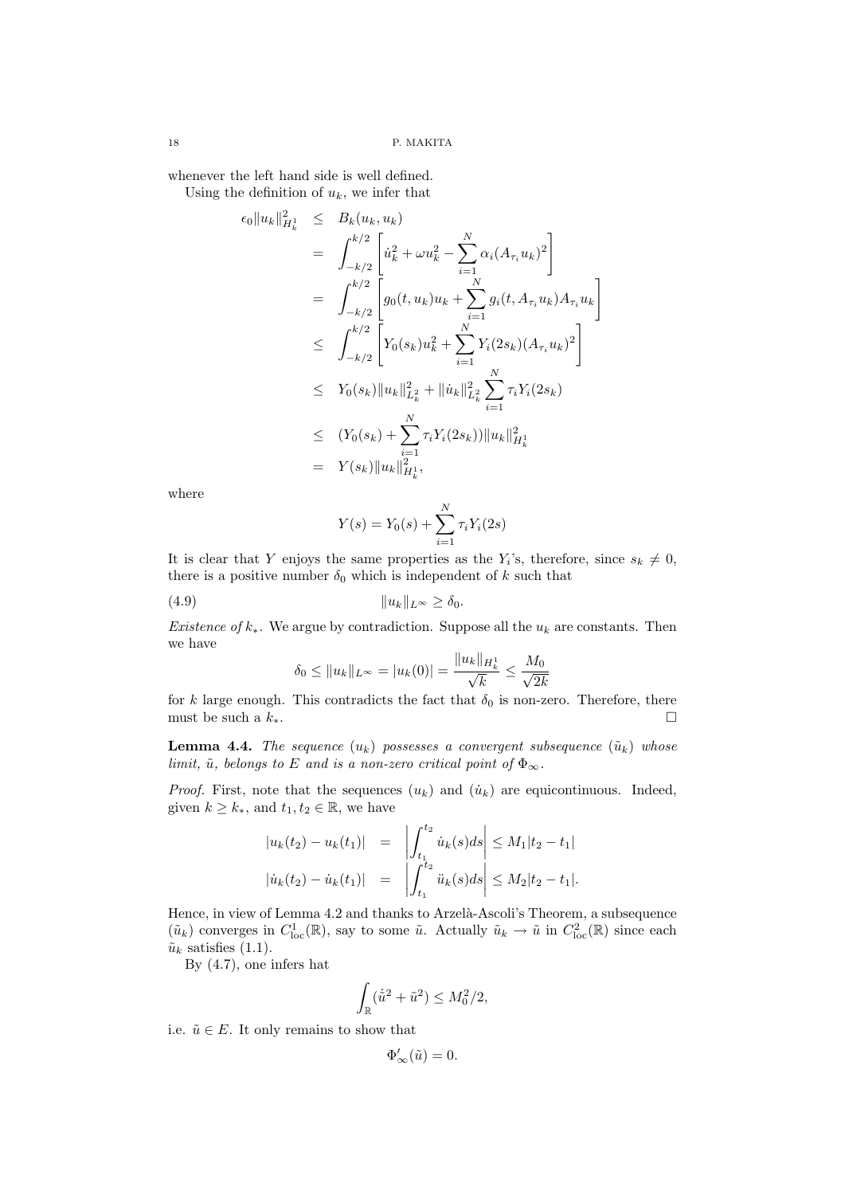whenever the left hand side is well defined.

Using the definition of $u_k$, we infer that

$$\begin{aligned}
\epsilon_0\|u_k\|^2_{H^1_k} &\leq B_k(u_k,u_k) \\
&= \int_{-k/2}^{k/2}\left[\dot{u}_k^2+\omega u_k^2-\sum_{i=1}^N \alpha_i (A_{\tau_i}u_k)^2\right] \\
&= \int_{-k/2}^{k/2}\left[g_0(t,u_k)u_k+\sum_{i=1}^N g_i(t,A_{\tau_i}u_k)A_{\tau_i}u_k\right] \\
&\leq \int_{-k/2}^{k/2}\left[Y_0(s_k)u_k^2+\sum_{i=1}^N Y_i(2s_k)(A_{\tau_i}u_k)^2\right] \\
&\leq Y_0(s_k)\|u_k\|^2_{L^2_k}+\|\dot{u}_k\|^2_{L^2_k}\sum_{i=1}^N \tau_i Y_i(2s_k) \\
&\leq (Y_0(s_k)+\sum_{i=1}^N \tau_i Y_i(2s_k))\|u_k\|^2_{H^1_k} \\
&= Y(s_k)\|u_k\|^2_{H^1_k},
\end{aligned}$$

where

$$Y(s)=Y_0(s)+\sum_{i=1}^N \tau_i Y_i(2s)$$

It is clear that $Y$ enjoys the same properties as the $Y_i$'s, therefore, since $s_k\neq 0$, there is a positive number $\delta_0$ which is independent of $k$ such that

$$\|u_k\|_{L^\infty}\geq \delta_0. \tag{4.9}$$

*Existence of $k_*$.* We argue by contradiction. Suppose all the $u_k$ are constants. Then we have

$$\delta_0\leq \|u_k\|_{L^\infty}=|u_k(0)|=\frac{\|u_k\|_{H^1_k}}{\sqrt{k}}\leq \frac{M_0}{\sqrt{2k}}$$

for $k$ large enough. This contradicts the fact that $\delta_0$ is non-zero. Therefore, there must be such a $k_*$. □

**Lemma 4.4.** *The sequence $(u_k)$ possesses a convergent subsequence $(\tilde{u}_k)$ whose limit, $\tilde{u}$, belongs to $E$ and is a non-zero critical point of $\Phi_\infty$.*

*Proof.* First, note that the sequences $(u_k)$ and $(\dot{u}_k)$ are equicontinuous. Indeed, given $k\geq k_*$, and $t_1,t_2\in\mathbb{R}$, we have

$$\begin{aligned}
|u_k(t_2)-u_k(t_1)| &= \left|\int_{t_1}^{t_2}\dot{u}_k(s)ds\right|\leq M_1|t_2-t_1| \\
|\dot{u}_k(t_2)-\dot{u}_k(t_1)| &= \left|\int_{t_1}^{t_2}\ddot{u}_k(s)ds\right|\leq M_2|t_2-t_1|.
\end{aligned}$$

Hence, in view of Lemma 4.2 and thanks to Arzelà-Ascoli's Theorem, a subsequence $(\tilde{u}_k)$ converges in $C^1_{\text{loc}}(\mathbb{R})$, say to some $\tilde{u}$. Actually $\tilde{u}_k\to\tilde{u}$ in $C^2_{\text{loc}}(\mathbb{R})$ since each $\tilde{u}_k$ satisfies (1.1).

By (4.7), one infers hat

$$\int_{\mathbb{R}}(\dot{\tilde{u}}^2+\tilde{u}^2)\leq M_0^2/2,$$

i.e. $\tilde{u}\in E$. It only remains to show that

$$\Phi'_\infty(\tilde{u})=0.$$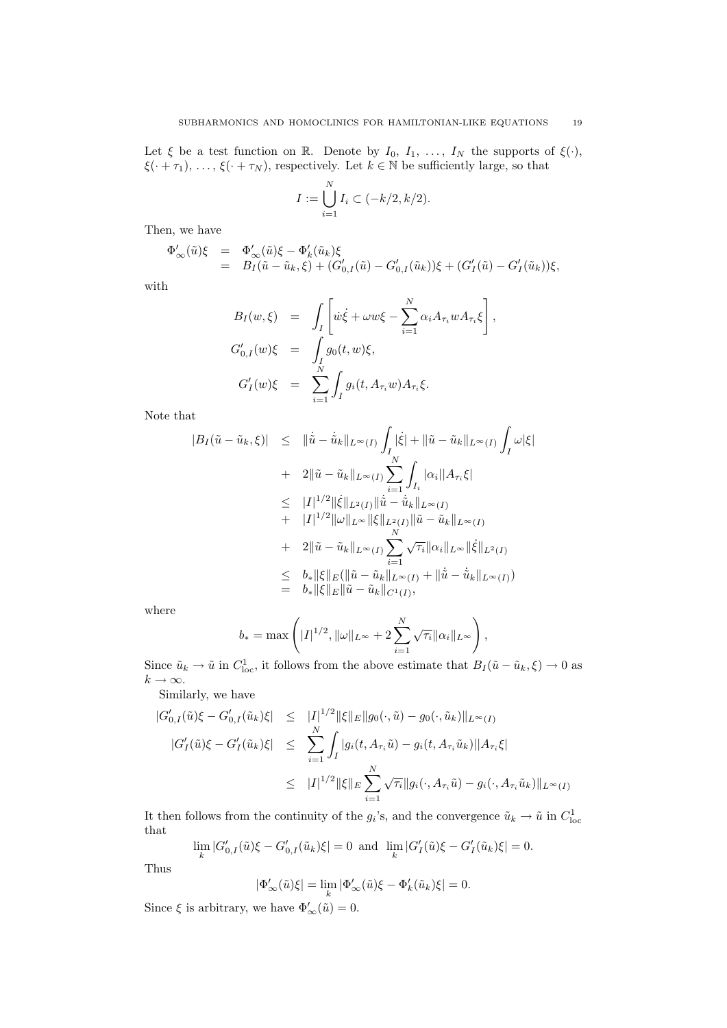Let $\xi$ be a test function on $\mathbb{R}$. Denote by $I_0, I_1, \dots, I_N$ the supports of $\xi(\cdot)$, $\xi(\cdot + \tau_1), \dots, \xi(\cdot + \tau_N)$, respectively. Let $k \in \mathbb{N}$ be sufficiently large, so that

$$I := \bigcup_{i=1}^{N} I_i \subset (-k/2, k/2).$$

Then, we have

$$\begin{aligned}
\Phi'_\infty(\tilde{u})\xi &= \Phi'_\infty(\tilde{u})\xi - \Phi'_k(\tilde{u}_k)\xi \\
&= B_I(\tilde{u} - \tilde{u}_k, \xi) + (G'_{0,I}(\tilde{u}) - G'_{0,I}(\tilde{u}_k))\xi + (G'_I(\tilde{u}) - G'_I(\tilde{u}_k))\xi,
\end{aligned}$$

with

$$\begin{aligned}
B_I(w, \xi) &= \int_I \left[ \dot{w}\dot{\xi} + \omega w \xi - \sum_{i=1}^{N} \alpha_i A_{\tau_i} w A_{\tau_i} \xi \right], \\
G'_{0,I}(w)\xi &= \int_I g_0(t, w)\xi, \\
G'_I(w)\xi &= \sum_{i=1}^{N} \int_I g_i(t, A_{\tau_i} w) A_{\tau_i} \xi.
\end{aligned}$$

Note that

$$\begin{aligned}
|B_I(\tilde{u} - \tilde{u}_k, \xi)| &\leq \|\dot{\tilde{u}} - \dot{\tilde{u}}_k\|_{L^\infty(I)} \int_I |\dot{\xi}| + \|\tilde{u} - \tilde{u}_k\|_{L^\infty(I)} \int_I \omega |\xi| \\
&+ 2\|\tilde{u} - \tilde{u}_k\|_{L^\infty(I)} \sum_{i=1}^{N} \int_{I_i} |\alpha_i| |A_{\tau_i} \xi| \\
&\leq |I|^{1/2} \|\dot{\xi}\|_{L^2(I)} \|\dot{\tilde{u}} - \dot{\tilde{u}}_k\|_{L^\infty(I)} \\
&+ |I|^{1/2} \|\omega\|_{L^\infty} \|\xi\|_{L^2(I)} \|\tilde{u} - \tilde{u}_k\|_{L^\infty(I)} \\
&+ 2\|\tilde{u} - \tilde{u}_k\|_{L^\infty(I)} \sum_{i=1}^{N} \sqrt{\tau_i} \|\alpha_i\|_{L^\infty} \|\dot{\xi}\|_{L^2(I)} \\
&\leq b_* \|\xi\|_E (\|\tilde{u} - \tilde{u}_k\|_{L^\infty(I)} + \|\dot{\tilde{u}} - \dot{\tilde{u}}_k\|_{L^\infty(I)}) \\
&= b_* \|\xi\|_E \|\tilde{u} - \tilde{u}_k\|_{C^1(I)},
\end{aligned}$$

where

$$b_* = \max \left( |I|^{1/2}, \|\omega\|_{L^\infty} + 2\sum_{i=1}^{N} \sqrt{\tau_i} \|\alpha_i\|_{L^\infty} \right),$$

Since $\tilde{u}_k \to \tilde{u}$ in $C^1_{\text{loc}}$, it follows from the above estimate that $B_I(\tilde{u} - \tilde{u}_k, \xi) \to 0$ as $k \to \infty$.

Similarly, we have

$$\begin{aligned}
|G'_{0,I}(\tilde{u})\xi - G'_{0,I}(\tilde{u}_k)\xi| &\leq |I|^{1/2} \|\xi\|_E \|g_0(\cdot, \tilde{u}) - g_0(\cdot, \tilde{u}_k)\|_{L^\infty(I)} \\
|G'_I(\tilde{u})\xi - G'_I(\tilde{u}_k)\xi| &\leq \sum_{i=1}^{N} \int_I |g_i(t, A_{\tau_i}\tilde{u}) - g_i(t, A_{\tau_i}\tilde{u}_k)| |A_{\tau_i}\xi| \\
&\leq |I|^{1/2} \|\xi\|_E \sum_{i=1}^{N} \sqrt{\tau_i} \|g_i(\cdot, A_{\tau_i}\tilde{u}) - g_i(\cdot, A_{\tau_i}\tilde{u}_k)\|_{L^\infty(I)}
\end{aligned}$$

It then follows from the continuity of the $g_i$'s, and the convergence $\tilde{u}_k \to \tilde{u}$ in $C^1_{\text{loc}}$ that

$$\lim_k |G'_{0,I}(\tilde{u})\xi - G'_{0,I}(\tilde{u}_k)\xi| = 0 \text{ and } \lim_k |G'_I(\tilde{u})\xi - G'_I(\tilde{u}_k)\xi| = 0.$$

Thus

$$|\Phi'_\infty(\tilde{u})\xi| = \lim_k |\Phi'_\infty(\tilde{u})\xi - \Phi'_k(\tilde{u}_k)\xi| = 0.$$

Since $\xi$ is arbitrary, we have $\Phi'_\infty(\tilde{u}) = 0$.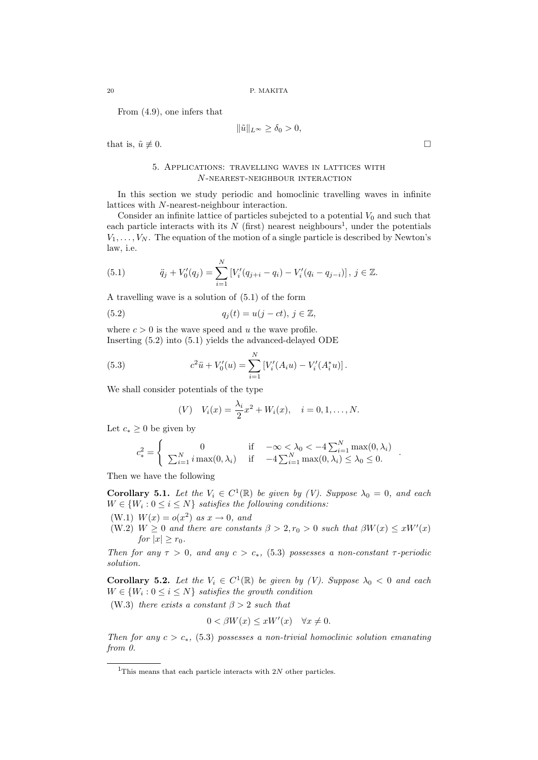From (4.9), one infers that

$$\|\tilde{u}\|_{L^\infty} \geq \delta_0 > 0,$$

that is, $\tilde{u} \not\equiv 0$. $\square$

## 5. Applications: travelling waves in lattices with $N$-nearest-neighbour interaction

In this section we study periodic and homoclinic travelling waves in infinite lattices with $N$-nearest-neighbour interaction.

Consider an infinite lattice of particles subejcted to a potential $V_0$ and such that each particle interacts with its $N$ (first) nearest neighbours[1], under the potentials $V_1, \ldots, V_N$. The equation of the motion of a single particle is described by Newton's law, i.e.

$$\ddot{q}_j + V_0'(q_j) = \sum_{i=1}^{N} \left[ V_i'(q_{j+i} - q_i) - V_i'(q_i - q_{j-i}) \right], \; j \in \mathbb{Z}. \tag{5.1}$$

A travelling wave is a solution of (5.1) of the form

$$q_j(t) = u(j - ct), \; j \in \mathbb{Z}, \tag{5.2}$$

where $c > 0$ is the wave speed and $u$ the wave profile.
Inserting (5.2) into (5.1) yields the advanced-delayed ODE

$$c^2 \ddot{u} + V_0'(u) = \sum_{i=1}^{N} \left[ V_i'(A_i u) - V_i'(A_i^* u) \right]. \tag{5.3}$$

We shall consider potentials of the type

$$(V) \quad V_i(x) = \frac{\lambda_i}{2} x^2 + W_i(x), \quad i = 0, 1, \ldots, N.$$

Let $c_* \geq 0$ be given by

$$c_*^2 = \begin{cases} 0 & \text{if} \quad -\infty < \lambda_0 < -4\sum_{i=1}^{N} \max(0, \lambda_i) \\ \sum_{i=1}^{N} i \max(0, \lambda_i) & \text{if} \quad -4\sum_{i=1}^{N} \max(0, \lambda_i) \leq \lambda_0 \leq 0. \end{cases}.$$

Then we have the following

**Corollary 5.1.** *Let the $V_i \in C^1(\mathbb{R})$ be given by (V). Suppose $\lambda_0 = 0$, and each $W \in \{W_i : 0 \leq i \leq N\}$ satisfies the following conditions:*

(W.1) *$W(x) = o(x^2)$ as $x \to 0$, and*

(W.2) *$W \geq 0$ and there are constants $\beta > 2, r_0 > 0$ such that $\beta W(x) \leq x W'(x)$ for $|x| \geq r_0$.*

*Then for any $\tau > 0$, and any $c > c_*$, (5.3) possesses a non-constant $\tau$-periodic solution.*

**Corollary 5.2.** *Let the $V_i \in C^1(\mathbb{R})$ be given by (V). Suppose $\lambda_0 < 0$ and each $W \in \{W_i : 0 \leq i \leq N\}$ satisfies the growth condition*

(W.3) *there exists a constant $\beta > 2$ such that*

$$0 < \beta W(x) \leq x W'(x) \quad \forall x \neq 0.$$

*Then for any $c > c_*$, (5.3) possesses a non-trivial homoclinic solution emanating from 0.*

---

[1]This means that each particle interacts with $2N$ other particles.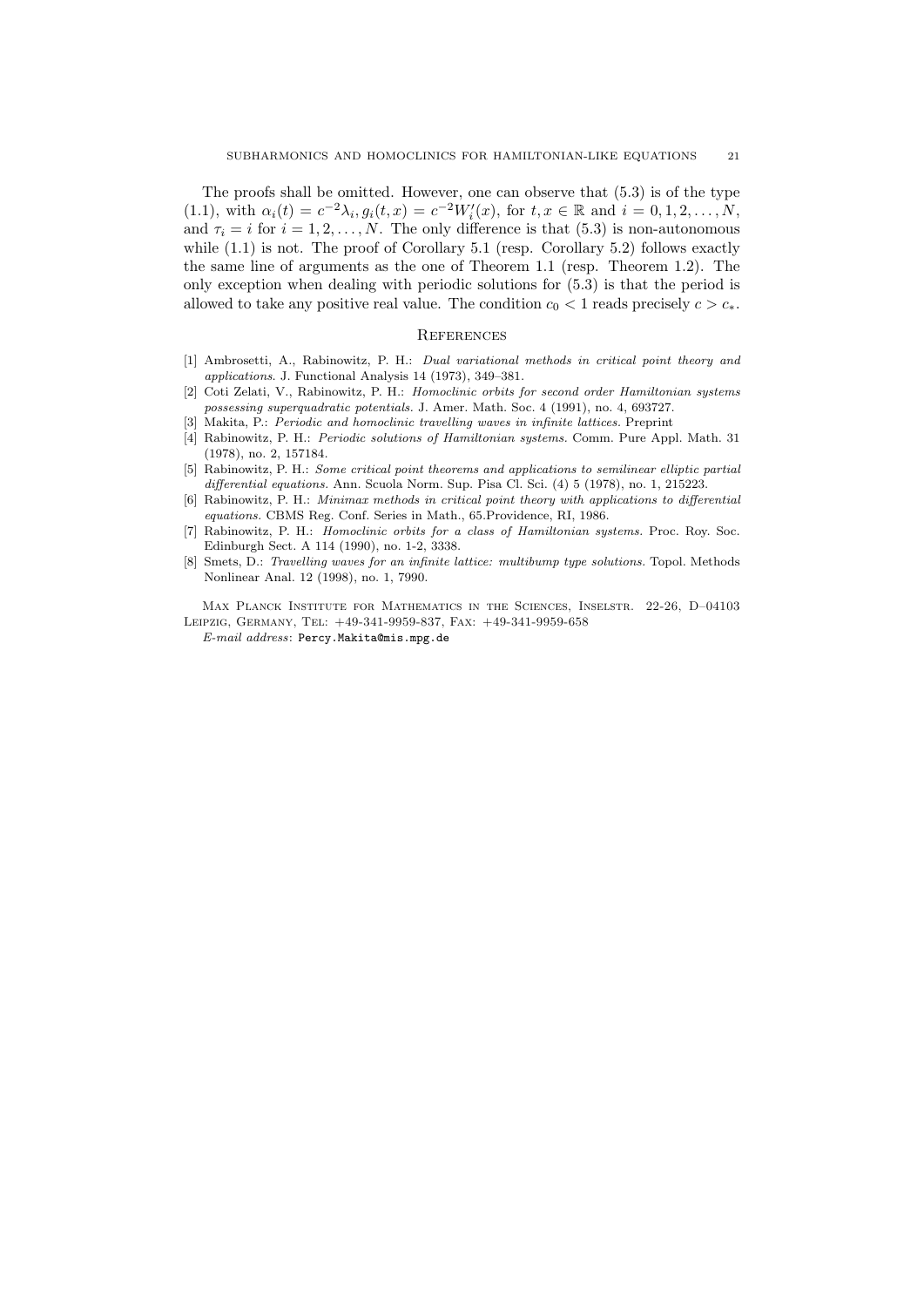The proofs shall be omitted. However, one can observe that (5.3) is of the type (1.1), with $\alpha_i(t) = c^{-2}\lambda_i, g_i(t,x) = c^{-2}W_i'(x)$, for $t, x \in \mathbb{R}$ and $i = 0, 1, 2, \ldots, N$, and $\tau_i = i$ for $i = 1, 2, \ldots, N$. The only difference is that (5.3) is non-autonomous while (1.1) is not. The proof of Corollary 5.1 (resp. Corollary 5.2) follows exactly the same line of arguments as the one of Theorem 1.1 (resp. Theorem 1.2). The only exception when dealing with periodic solutions for (5.3) is that the period is allowed to take any positive real value. The condition $c_0 < 1$ reads precisely $c > c_*$.

## References

[1] Ambrosetti, A., Rabinowitz, P. H.: *Dual variational methods in critical point theory and applications*. J. Functional Analysis 14 (1973), 349–381.

[2] Coti Zelati, V., Rabinowitz, P. H.: *Homoclinic orbits for second order Hamiltonian systems possessing superquadratic potentials*. J. Amer. Math. Soc. 4 (1991), no. 4, 693727.

[3] Makita, P.: *Periodic and homoclinic travelling waves in infinite lattices*. Preprint

[4] Rabinowitz, P. H.: *Periodic solutions of Hamiltonian systems*. Comm. Pure Appl. Math. 31 (1978), no. 2, 157184.

[5] Rabinowitz, P. H.: *Some critical point theorems and applications to semilinear elliptic partial differential equations*. Ann. Scuola Norm. Sup. Pisa Cl. Sci. (4) 5 (1978), no. 1, 215223.

[6] Rabinowitz, P. H.: *Minimax methods in critical point theory with applications to differential equations*. CBMS Reg. Conf. Series in Math., 65.Providence, RI, 1986.

[7] Rabinowitz, P. H.: *Homoclinic orbits for a class of Hamiltonian systems*. Proc. Roy. Soc. Edinburgh Sect. A 114 (1990), no. 1-2, 3338.

[8] Smets, D.: *Travelling waves for an infinite lattice: multibump type solutions*. Topol. Methods Nonlinear Anal. 12 (1998), no. 1, 7990.

Max Planck Institute for Mathematics in the Sciences, Inselstr. 22-26, D–04103 Leipzig, Germany, Tel: +49-341-9959-837, Fax: +49-341-9959-658

*E-mail address*: Percy.Makita@mis.mpg.de